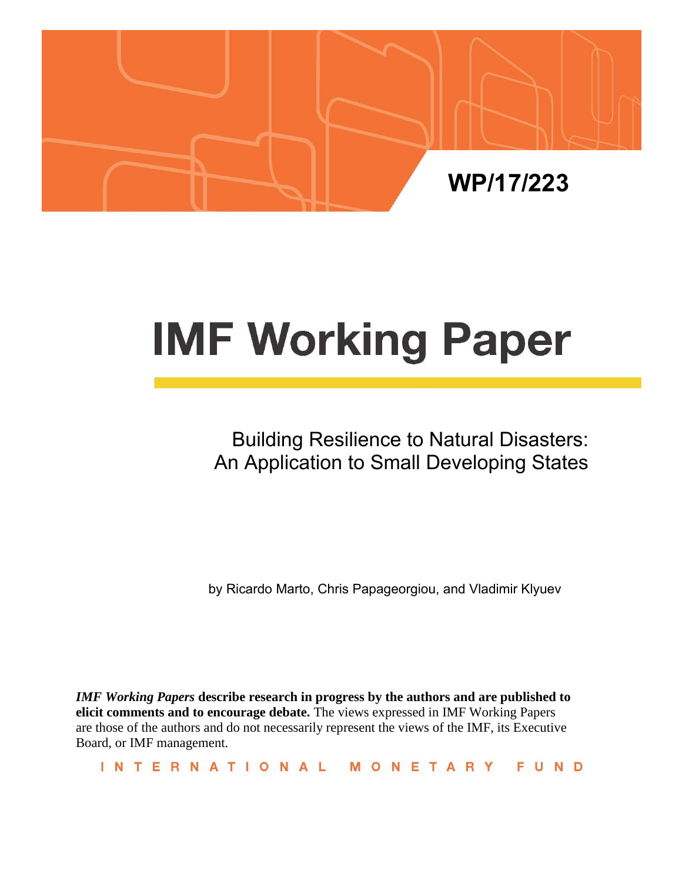WP/17/223

# IMF Working Paper

## Building Resilience to Natural Disasters: An Application to Small Developing States

by Ricardo Marto, Chris Papageorgiou, and Vladimir Klyuev

***IMF Working Papers* describe research in progress by the authors and are published to elicit comments and to encourage debate.** The views expressed in IMF Working Papers are those of the authors and do not necessarily represent the views of the IMF, its Executive Board, or IMF management.

INTERNATIONAL MONETARY FUND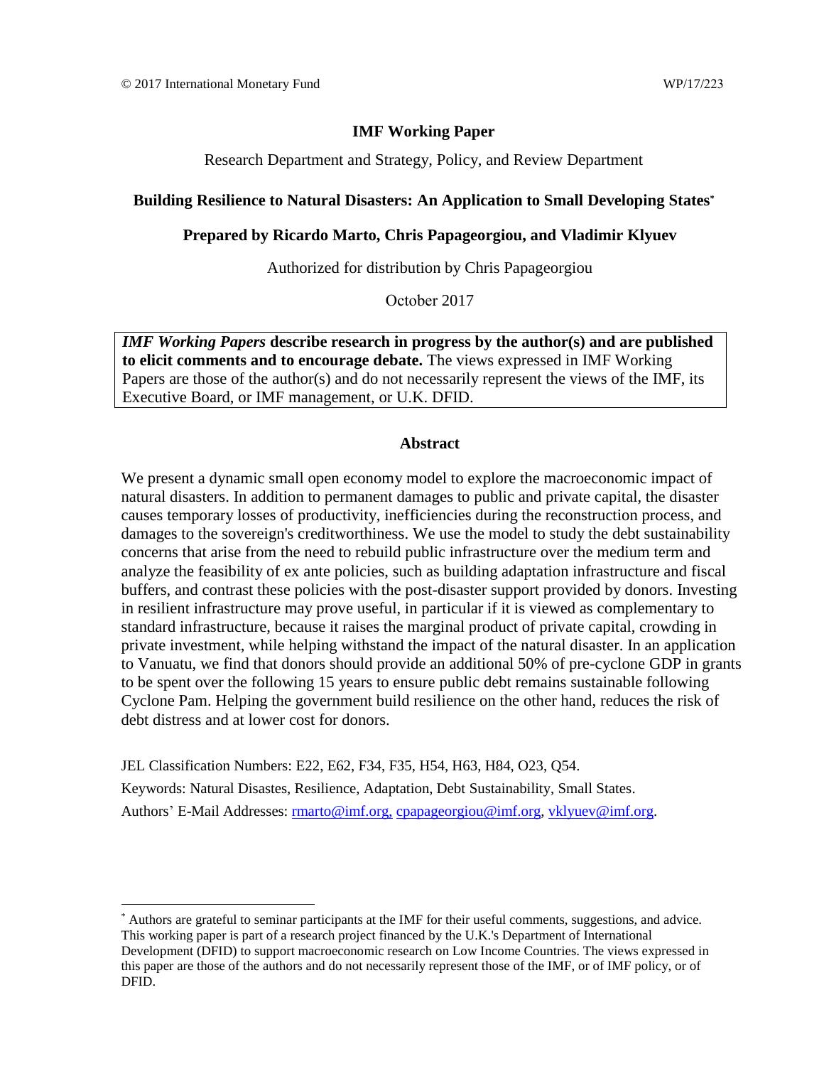© 2017 International Monetary Fund WP/17/223

**IMF Working Paper**

Research Department and Strategy, Policy, and Review Department

**Building Resilience to Natural Disasters: An Application to Small Developing States***

**Prepared by Ricardo Marto, Chris Papageorgiou, and Vladimir Klyuev**

Authorized for distribution by Chris Papageorgiou

October 2017

> ***IMF Working Papers* describe research in progress by the author(s) and are published to elicit comments and to encourage debate.** The views expressed in IMF Working Papers are those of the author(s) and do not necessarily represent the views of the IMF, its Executive Board, or IMF management, or U.K. DFID.

**Abstract**

We present a dynamic small open economy model to explore the macroeconomic impact of natural disasters. In addition to permanent damages to public and private capital, the disaster causes temporary losses of productivity, inefficiencies during the reconstruction process, and damages to the sovereign's creditworthiness. We use the model to study the debt sustainability concerns that arise from the need to rebuild public infrastructure over the medium term and analyze the feasibility of ex ante policies, such as building adaptation infrastructure and fiscal buffers, and contrast these policies with the post-disaster support provided by donors. Investing in resilient infrastructure may prove useful, in particular if it is viewed as complementary to standard infrastructure, because it raises the marginal product of private capital, crowding in private investment, while helping withstand the impact of the natural disaster. In an application to Vanuatu, we find that donors should provide an additional 50% of pre-cyclone GDP in grants to be spent over the following 15 years to ensure public debt remains sustainable following Cyclone Pam. Helping the government build resilience on the other hand, reduces the risk of debt distress and at lower cost for donors.

JEL Classification Numbers: E22, E62, F34, F35, H54, H63, H84, O23, Q54.

Keywords: Natural Disastes, Resilience, Adaptation, Debt Sustainability, Small States.

Authors' E-Mail Addresses: rmarto@imf.org, cpapageorgiou@imf.org, vklyuev@imf.org.

---

* Authors are grateful to seminar participants at the IMF for their useful comments, suggestions, and advice. This working paper is part of a research project financed by the U.K.'s Department of International Development (DFID) to support macroeconomic research on Low Income Countries. The views expressed in this paper are those of the authors and do not necessarily represent those of the IMF, or of IMF policy, or of DFID.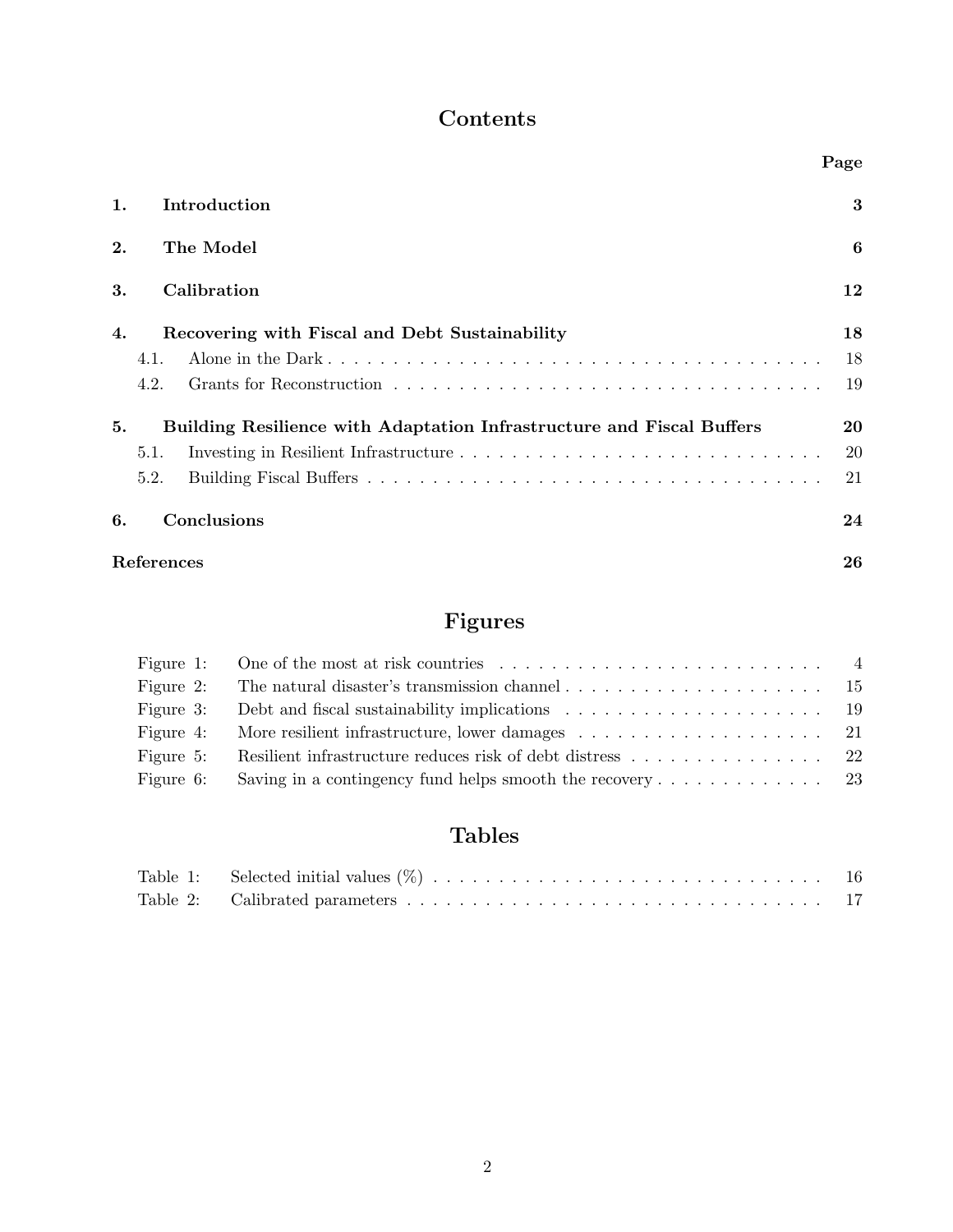# Contents

| | | Page |
|---|---|---|
| **1.** | **Introduction** | **3** |
| **2.** | **The Model** | **6** |
| **3.** | **Calibration** | **12** |
| **4.** | **Recovering with Fiscal and Debt Sustainability** | **18** |
| 4.1. | Alone in the Dark | 18 |
| 4.2. | Grants for Reconstruction | 19 |
| **5.** | **Building Resilience with Adaptation Infrastructure and Fiscal Buffers** | **20** |
| 5.1. | Investing in Resilient Infrastructure | 20 |
| 5.2. | Building Fiscal Buffers | 21 |
| **6.** | **Conclusions** | **24** |
| **References** | | **26** |

# Figures

| | | |
|---|---|---|
| Figure 1: | One of the most at risk countries | 4 |
| Figure 2: | The natural disaster's transmission channel | 15 |
| Figure 3: | Debt and fiscal sustainability implications | 19 |
| Figure 4: | More resilient infrastructure, lower damages | 21 |
| Figure 5: | Resilient infrastructure reduces risk of debt distress | 22 |
| Figure 6: | Saving in a contingency fund helps smooth the recovery | 23 |

# Tables

| | | |
|---|---|---|
| Table 1: | Selected initial values (%) | 16 |
| Table 2: | Calibrated parameters | 17 |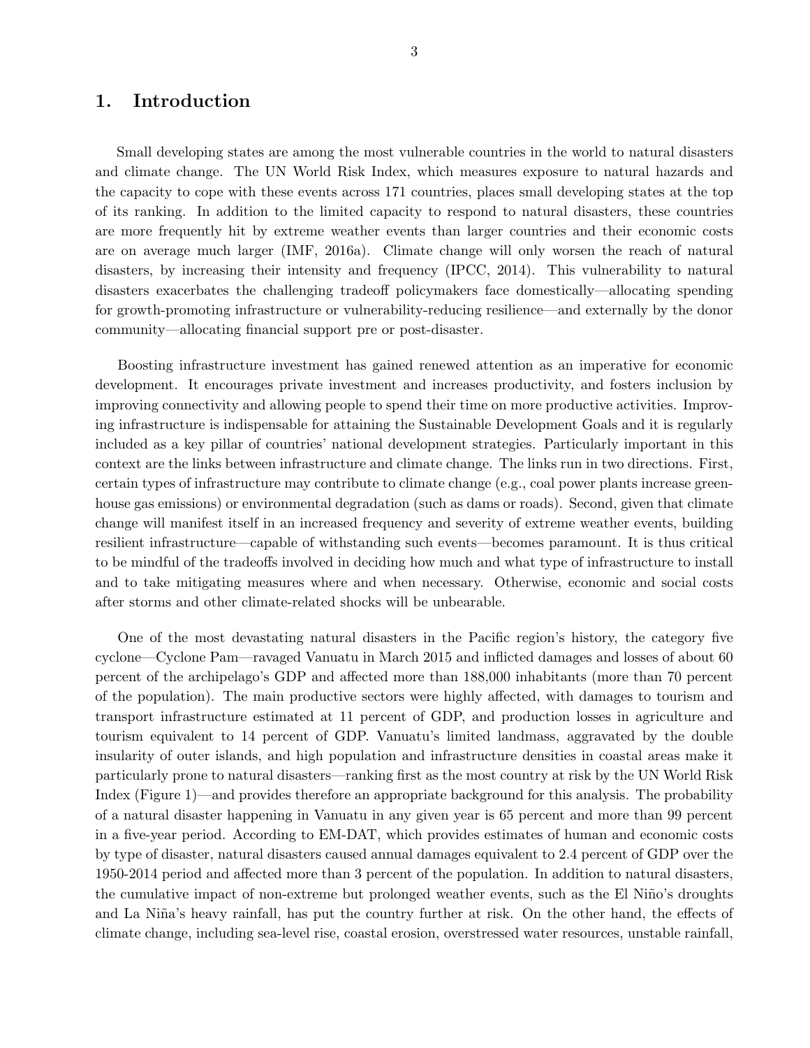# 1. Introduction

Small developing states are among the most vulnerable countries in the world to natural disasters and climate change. The UN World Risk Index, which measures exposure to natural hazards and the capacity to cope with these events across 171 countries, places small developing states at the top of its ranking. In addition to the limited capacity to respond to natural disasters, these countries are more frequently hit by extreme weather events than larger countries and their economic costs are on average much larger (IMF, 2016a). Climate change will only worsen the reach of natural disasters, by increasing their intensity and frequency (IPCC, 2014). This vulnerability to natural disasters exacerbates the challenging tradeoff policymakers face domestically—allocating spending for growth-promoting infrastructure or vulnerability-reducing resilience—and externally by the donor community—allocating financial support pre or post-disaster.

Boosting infrastructure investment has gained renewed attention as an imperative for economic development. It encourages private investment and increases productivity, and fosters inclusion by improving connectivity and allowing people to spend their time on more productive activities. Improving infrastructure is indispensable for attaining the Sustainable Development Goals and it is regularly included as a key pillar of countries' national development strategies. Particularly important in this context are the links between infrastructure and climate change. The links run in two directions. First, certain types of infrastructure may contribute to climate change (e.g., coal power plants increase greenhouse gas emissions) or environmental degradation (such as dams or roads). Second, given that climate change will manifest itself in an increased frequency and severity of extreme weather events, building resilient infrastructure—capable of withstanding such events—becomes paramount. It is thus critical to be mindful of the tradeoffs involved in deciding how much and what type of infrastructure to install and to take mitigating measures where and when necessary. Otherwise, economic and social costs after storms and other climate-related shocks will be unbearable.

One of the most devastating natural disasters in the Pacific region's history, the category five cyclone—Cyclone Pam—ravaged Vanuatu in March 2015 and inflicted damages and losses of about 60 percent of the archipelago's GDP and affected more than 188,000 inhabitants (more than 70 percent of the population). The main productive sectors were highly affected, with damages to tourism and transport infrastructure estimated at 11 percent of GDP, and production losses in agriculture and tourism equivalent to 14 percent of GDP. Vanuatu's limited landmass, aggravated by the double insularity of outer islands, and high population and infrastructure densities in coastal areas make it particularly prone to natural disasters—ranking first as the most country at risk by the UN World Risk Index (Figure 1)—and provides therefore an appropriate background for this analysis. The probability of a natural disaster happening in Vanuatu in any given year is 65 percent and more than 99 percent in a five-year period. According to EM-DAT, which provides estimates of human and economic costs by type of disaster, natural disasters caused annual damages equivalent to 2.4 percent of GDP over the 1950-2014 period and affected more than 3 percent of the population. In addition to natural disasters, the cumulative impact of non-extreme but prolonged weather events, such as the El Niño's droughts and La Niña's heavy rainfall, has put the country further at risk. On the other hand, the effects of climate change, including sea-level rise, coastal erosion, overstressed water resources, unstable rainfall,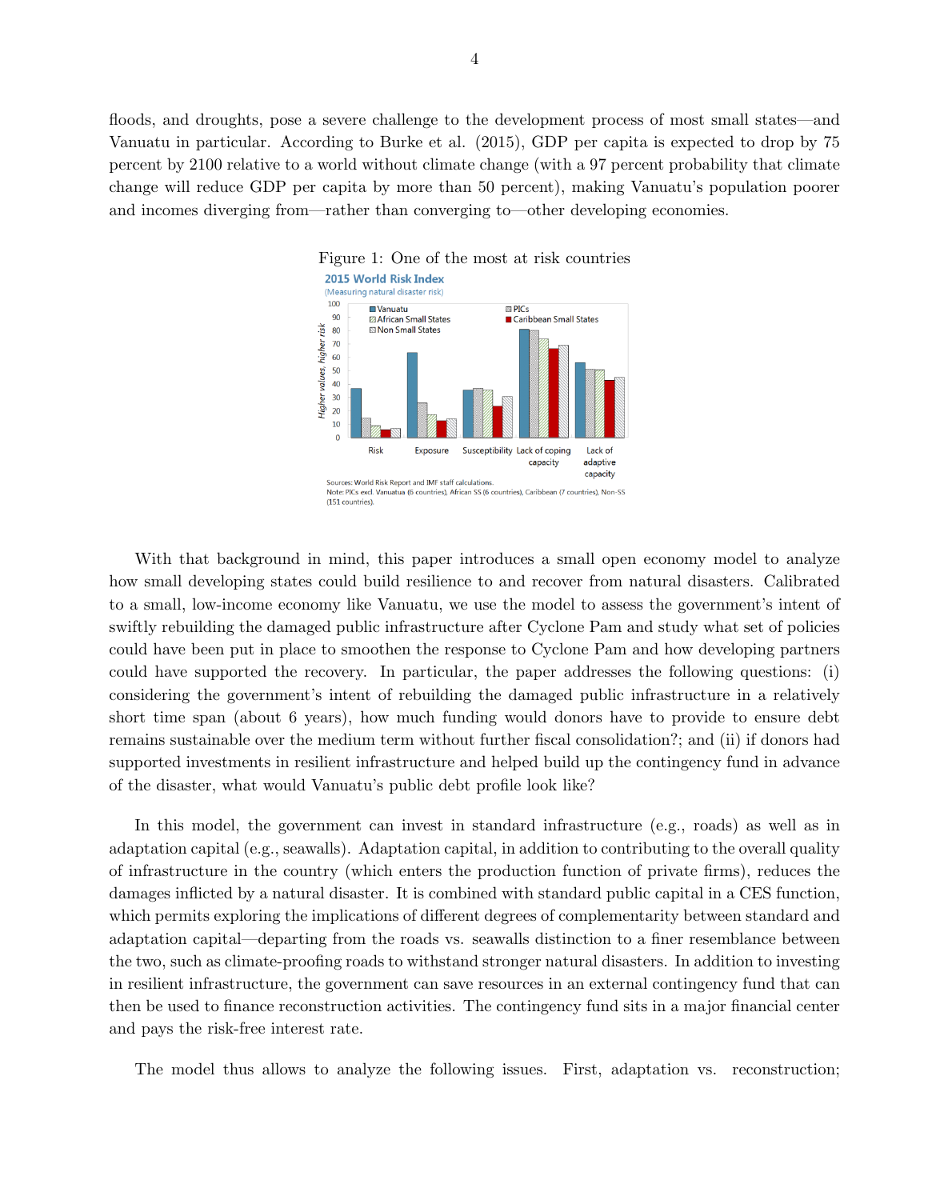floods, and droughts, pose a severe challenge to the development process of most small states—and Vanuatu in particular. According to Burke et al. (2015), GDP per capita is expected to drop by 75 percent by 2100 relative to a world without climate change (with a 97 percent probability that climate change will reduce GDP per capita by more than 50 percent), making Vanuatu's population poorer and incomes diverging from—rather than converging to—other developing economies.

Figure 1: One of the most at risk countries

**2015 World Risk Index**
(Measuring natural disaster risk)

Sources: World Risk Report and IMF staff calculations.
Note: PICs excl. Vanuatu (6 countries), African SS (6 countries), Caribbean (7 countries), Non-SS (151 countries).

With that background in mind, this paper introduces a small open economy model to analyze how small developing states could build resilience to and recover from natural disasters. Calibrated to a small, low-income economy like Vanuatu, we use the model to assess the government's intent of swiftly rebuilding the damaged public infrastructure after Cyclone Pam and study what set of policies could have been put in place to smoothen the response to Cyclone Pam and how developing partners could have supported the recovery. In particular, the paper addresses the following questions: (i) considering the government's intent of rebuilding the damaged public infrastructure in a relatively short time span (about 6 years), how much funding would donors have to provide to ensure debt remains sustainable over the medium term without further fiscal consolidation?; and (ii) if donors had supported investments in resilient infrastructure and helped build up the contingency fund in advance of the disaster, what would Vanuatu's public debt profile look like?

In this model, the government can invest in standard infrastructure (e.g., roads) as well as in adaptation capital (e.g., seawalls). Adaptation capital, in addition to contributing to the overall quality of infrastructure in the country (which enters the production function of private firms), reduces the damages inflicted by a natural disaster. It is combined with standard public capital in a CES function, which permits exploring the implications of different degrees of complementarity between standard and adaptation capital—departing from the roads vs. seawalls distinction to a finer resemblance between the two, such as climate-proofing roads to withstand stronger natural disasters. In addition to investing in resilient infrastructure, the government can save resources in an external contingency fund that can then be used to finance reconstruction activities. The contingency fund sits in a major financial center and pays the risk-free interest rate.

The model thus allows to analyze the following issues. First, adaptation vs. reconstruction;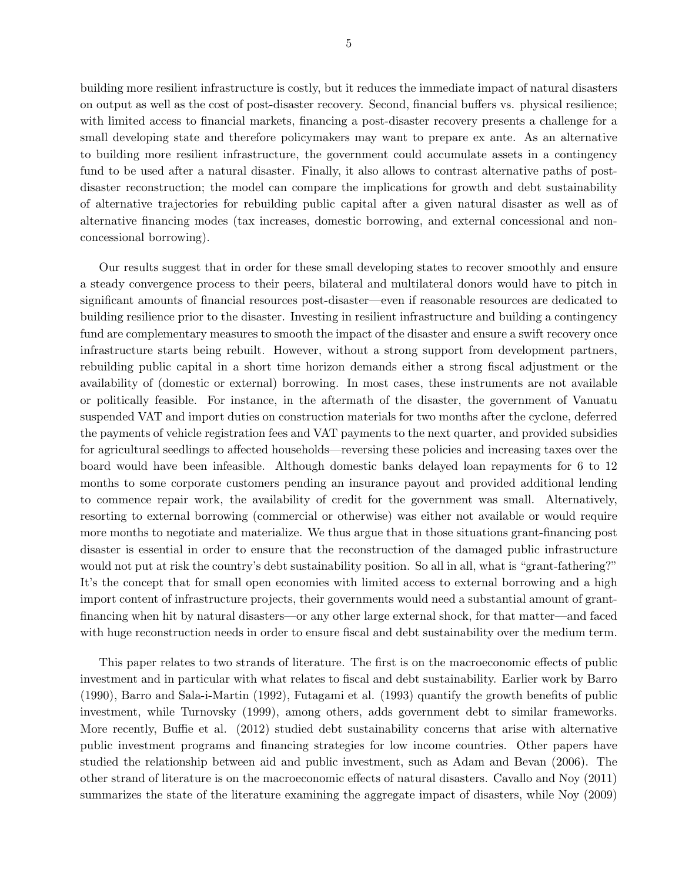building more resilient infrastructure is costly, but it reduces the immediate impact of natural disasters on output as well as the cost of post-disaster recovery. Second, financial buffers vs. physical resilience; with limited access to financial markets, financing a post-disaster recovery presents a challenge for a small developing state and therefore policymakers may want to prepare ex ante. As an alternative to building more resilient infrastructure, the government could accumulate assets in a contingency fund to be used after a natural disaster. Finally, it also allows to contrast alternative paths of post-disaster reconstruction; the model can compare the implications for growth and debt sustainability of alternative trajectories for rebuilding public capital after a given natural disaster as well as of alternative financing modes (tax increases, domestic borrowing, and external concessional and non-concessional borrowing).

Our results suggest that in order for these small developing states to recover smoothly and ensure a steady convergence process to their peers, bilateral and multilateral donors would have to pitch in significant amounts of financial resources post-disaster—even if reasonable resources are dedicated to building resilience prior to the disaster. Investing in resilient infrastructure and building a contingency fund are complementary measures to smooth the impact of the disaster and ensure a swift recovery once infrastructure starts being rebuilt. However, without a strong support from development partners, rebuilding public capital in a short time horizon demands either a strong fiscal adjustment or the availability of (domestic or external) borrowing. In most cases, these instruments are not available or politically feasible. For instance, in the aftermath of the disaster, the government of Vanuatu suspended VAT and import duties on construction materials for two months after the cyclone, deferred the payments of vehicle registration fees and VAT payments to the next quarter, and provided subsidies for agricultural seedlings to affected households—reversing these policies and increasing taxes over the board would have been infeasible. Although domestic banks delayed loan repayments for 6 to 12 months to some corporate customers pending an insurance payout and provided additional lending to commence repair work, the availability of credit for the government was small. Alternatively, resorting to external borrowing (commercial or otherwise) was either not available or would require more months to negotiate and materialize. We thus argue that in those situations grant-financing post disaster is essential in order to ensure that the reconstruction of the damaged public infrastructure would not put at risk the country's debt sustainability position. So all in all, what is "grant-fathering?" It's the concept that for small open economies with limited access to external borrowing and a high import content of infrastructure projects, their governments would need a substantial amount of grant-financing when hit by natural disasters—or any other large external shock, for that matter—and faced with huge reconstruction needs in order to ensure fiscal and debt sustainability over the medium term.

This paper relates to two strands of literature. The first is on the macroeconomic effects of public investment and in particular with what relates to fiscal and debt sustainability. Earlier work by Barro (1990), Barro and Sala-i-Martin (1992), Futagami et al. (1993) quantify the growth benefits of public investment, while Turnovsky (1999), among others, adds government debt to similar frameworks. More recently, Buffie et al. (2012) studied debt sustainability concerns that arise with alternative public investment programs and financing strategies for low income countries. Other papers have studied the relationship between aid and public investment, such as Adam and Bevan (2006). The other strand of literature is on the macroeconomic effects of natural disasters. Cavallo and Noy (2011) summarizes the state of the literature examining the aggregate impact of disasters, while Noy (2009)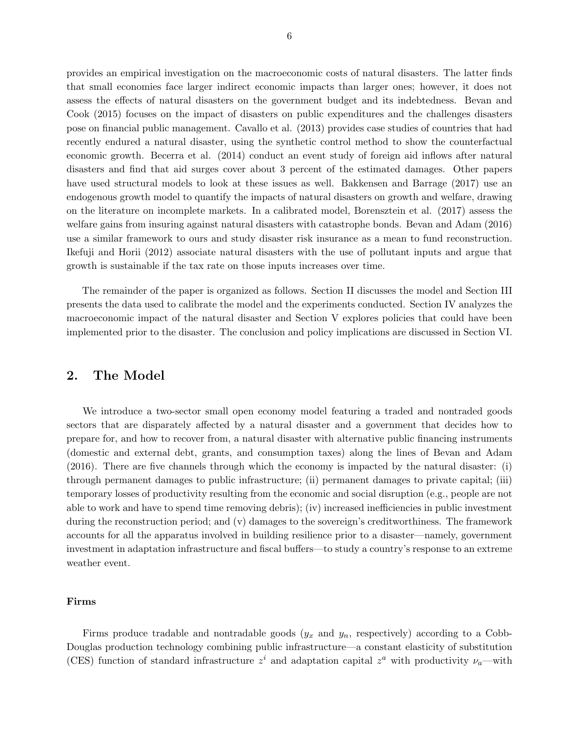provides an empirical investigation on the macroeconomic costs of natural disasters. The latter finds that small economies face larger indirect economic impacts than larger ones; however, it does not assess the effects of natural disasters on the government budget and its indebtedness. Bevan and Cook (2015) focuses on the impact of disasters on public expenditures and the challenges disasters pose on financial public management. Cavallo et al. (2013) provides case studies of countries that had recently endured a natural disaster, using the synthetic control method to show the counterfactual economic growth. Becerra et al. (2014) conduct an event study of foreign aid inflows after natural disasters and find that aid surges cover about 3 percent of the estimated damages. Other papers have used structural models to look at these issues as well. Bakkensen and Barrage (2017) use an endogenous growth model to quantify the impacts of natural disasters on growth and welfare, drawing on the literature on incomplete markets. In a calibrated model, Borensztein et al. (2017) assess the welfare gains from insuring against natural disasters with catastrophe bonds. Bevan and Adam (2016) use a similar framework to ours and study disaster risk insurance as a mean to fund reconstruction. Ikefuji and Horii (2012) associate natural disasters with the use of pollutant inputs and argue that growth is sustainable if the tax rate on those inputs increases over time.

The remainder of the paper is organized as follows. Section II discusses the model and Section III presents the data used to calibrate the model and the experiments conducted. Section IV analyzes the macroeconomic impact of the natural disaster and Section V explores policies that could have been implemented prior to the disaster. The conclusion and policy implications are discussed in Section VI.

## 2. The Model

We introduce a two-sector small open economy model featuring a traded and nontraded goods sectors that are disparately affected by a natural disaster and a government that decides how to prepare for, and how to recover from, a natural disaster with alternative public financing instruments (domestic and external debt, grants, and consumption taxes) along the lines of Bevan and Adam (2016). There are five channels through which the economy is impacted by the natural disaster: (i) through permanent damages to public infrastructure; (ii) permanent damages to private capital; (iii) temporary losses of productivity resulting from the economic and social disruption (e.g., people are not able to work and have to spend time removing debris); (iv) increased inefficiencies in public investment during the reconstruction period; and (v) damages to the sovereign's creditworthiness. The framework accounts for all the apparatus involved in building resilience prior to a disaster—namely, government investment in adaptation infrastructure and fiscal buffers—to study a country's response to an extreme weather event.

#### Firms

Firms produce tradable and nontradable goods ($y_x$ and $y_n$, respectively) according to a Cobb-Douglas production technology combining public infrastructure—a constant elasticity of substitution (CES) function of standard infrastructure $z^i$ and adaptation capital $z^a$ with productivity $\nu_a$—with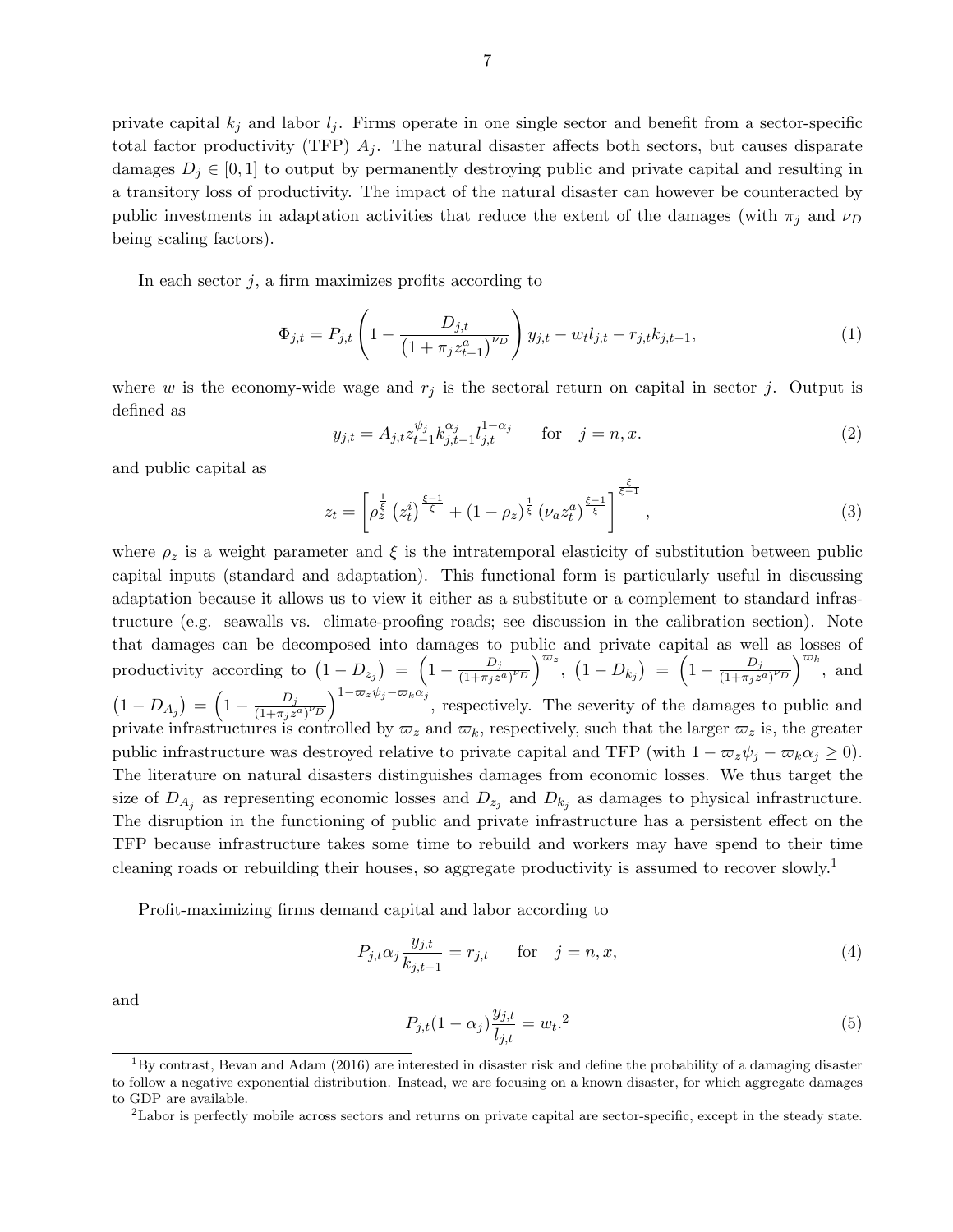private capital $k_j$ and labor $l_j$. Firms operate in one single sector and benefit from a sector-specific total factor productivity (TFP) $A_j$. The natural disaster affects both sectors, but causes disparate damages $D_j \in [0, 1]$ to output by permanently destroying public and private capital and resulting in a transitory loss of productivity. The impact of the natural disaster can however be counteracted by public investments in adaptation activities that reduce the extent of the damages (with $\pi_j$ and $\nu_D$ being scaling factors).

In each sector $j$, a firm maximizes profits according to

$$\Phi_{j,t} = P_{j,t} \left( 1 - \frac{D_{j,t}}{\left(1 + \pi_j z_{t-1}^a\right)^{\nu_D}} \right) y_{j,t} - w_t l_{j,t} - r_{j,t} k_{j,t-1}, \tag{1}$$

where $w$ is the economy-wide wage and $r_j$ is the sectoral return on capital in sector $j$. Output is defined as

$$y_{j,t} = A_{j,t} z_{t-1}^{\psi_j} k_{j,t-1}^{\alpha_j} l_{j,t}^{1-\alpha_j} \qquad \text{for} \quad j = n, x. \tag{2}$$

and public capital as

$$z_t = \left[ \rho_z^{\frac{1}{\xi}} \left(z_t^i\right)^{\frac{\xi-1}{\xi}} + (1 - \rho_z)^{\frac{1}{\xi}} \left(\nu_a z_t^a\right)^{\frac{\xi-1}{\xi}} \right]^{\frac{\xi}{\xi-1}}, \tag{3}$$

where $\rho_z$ is a weight parameter and $\xi$ is the intratemporal elasticity of substitution between public capital inputs (standard and adaptation). This functional form is particularly useful in discussing adaptation because it allows us to view it either as a substitute or a complement to standard infrastructure (e.g. seawalls vs. climate-proofing roads; see discussion in the calibration section). Note that damages can be decomposed into damages to public and private capital as well as losses of productivity according to $\left(1 - D_{z_j}\right) = \left(1 - \frac{D_j}{(1+\pi_j z^a)^{\nu_D}}\right)^{\varpi_z}$, $\left(1 - D_{k_j}\right) = \left(1 - \frac{D_j}{(1+\pi_j z^a)^{\nu_D}}\right)^{\varpi_k}$, and $\left(1 - D_{A_j}\right) = \left(1 - \frac{D_j}{(1+\pi_j z^a)^{\nu_D}}\right)^{1-\varpi_z\psi_j - \varpi_k\alpha_j}$, respectively. The severity of the damages to public and private infrastructures is controlled by $\varpi_z$ and $\varpi_k$, respectively, such that the larger $\varpi_z$ is, the greater public infrastructure was destroyed relative to private capital and TFP (with $1 - \varpi_z\psi_j - \varpi_k\alpha_j \geq 0$). The literature on natural disasters distinguishes damages from economic losses. We thus target the size of $D_{A_j}$ as representing economic losses and $D_{z_j}$ and $D_{k_j}$ as damages to physical infrastructure. The disruption in the functioning of public and private infrastructure has a persistent effect on the TFP because infrastructure takes some time to rebuild and workers may have spend to their time cleaning roads or rebuilding their houses, so aggregate productivity is assumed to recover slowly.[1]

Profit-maximizing firms demand capital and labor according to

$$P_{j,t} \alpha_j \frac{y_{j,t}}{k_{j,t-1}} = r_{j,t} \qquad \text{for} \quad j = n, x, \tag{4}$$

and

$$P_{j,t}(1 - \alpha_j) \frac{y_{j,t}}{l_{j,t}} = w_t.\text{[2]} \tag{5}$$

[1] By contrast, Bevan and Adam (2016) are interested in disaster risk and define the probability of a damaging disaster to follow a negative exponential distribution. Instead, we are focusing on a known disaster, for which aggregate damages to GDP are available.

[2] Labor is perfectly mobile across sectors and returns on private capital are sector-specific, except in the steady state.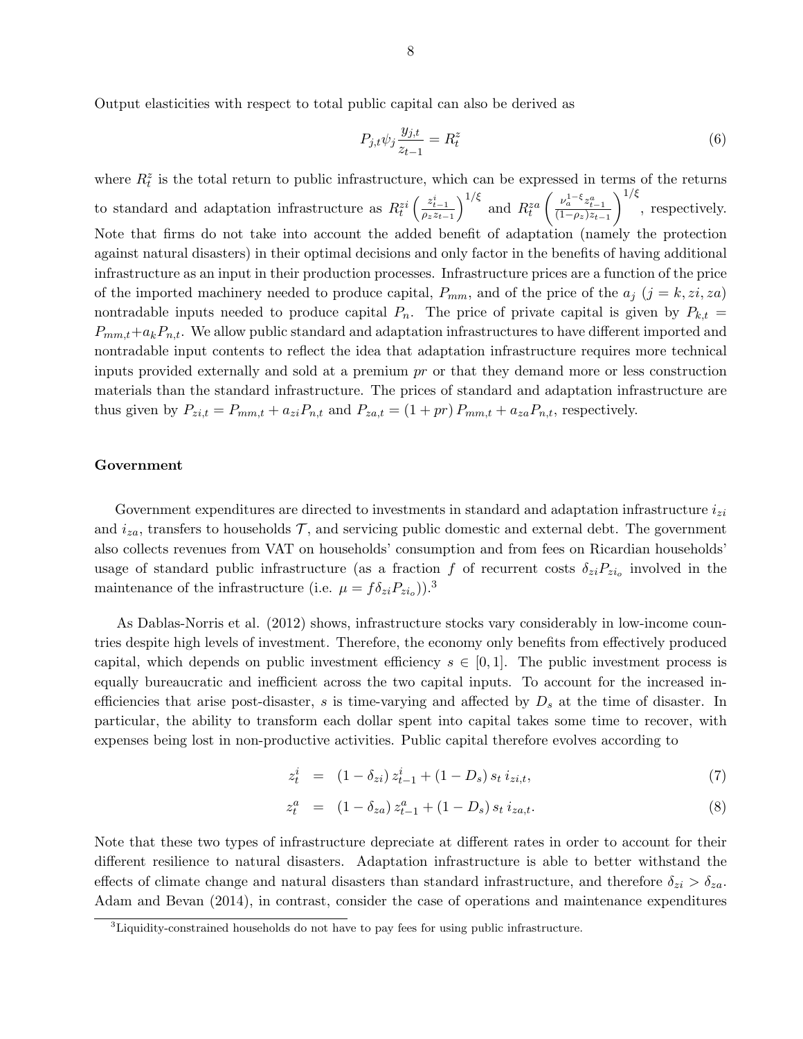Output elasticities with respect to total public capital can also be derived as

$$P_{j,t}\psi_j \frac{y_{j,t}}{z_{t-1}} = R_t^z \tag{6}$$

where $R_t^z$ is the total return to public infrastructure, which can be expressed in terms of the returns to standard and adaptation infrastructure as $R_t^{zi}\left(\frac{z_{t-1}^i}{\rho_z z_{t-1}}\right)^{1/\xi}$ and $R_t^{za}\left(\frac{\nu_a^{1-\xi} z_{t-1}^a}{(1-\rho_z) z_{t-1}}\right)^{1/\xi}$, respectively. Note that firms do not take into account the added benefit of adaptation (namely the protection against natural disasters) in their optimal decisions and only factor in the benefits of having additional infrastructure as an input in their production processes. Infrastructure prices are a function of the price of the imported machinery needed to produce capital, $P_{mm}$, and of the price of the $a_j$ ($j = k, zi, za$) nontradable inputs needed to produce capital $P_n$. The price of private capital is given by $P_{k,t} = P_{mm,t} + a_k P_{n,t}$. We allow public standard and adaptation infrastructures to have different imported and nontradable input contents to reflect the idea that adaptation infrastructure requires more technical inputs provided externally and sold at a premium $pr$ or that they demand more or less construction materials than the standard infrastructure. The prices of standard and adaptation infrastructure are thus given by $P_{zi,t} = P_{mm,t} + a_{zi} P_{n,t}$ and $P_{za,t} = (1 + pr) P_{mm,t} + a_{za} P_{n,t}$, respectively.

### Government

Government expenditures are directed to investments in standard and adaptation infrastructure $i_{zi}$ and $i_{za}$, transfers to households $\mathcal{T}$, and servicing public domestic and external debt. The government also collects revenues from VAT on households' consumption and from fees on Ricardian households' usage of standard public infrastructure (as a fraction $f$ of recurrent costs $\delta_{zi} P_{zi_o}$ involved in the maintenance of the infrastructure (i.e. $\mu = f\delta_{zi} P_{zi_o}$)).[3]

As Dablas-Norris et al. (2012) shows, infrastructure stocks vary considerably in low-income countries despite high levels of investment. Therefore, the economy only benefits from effectively produced capital, which depends on public investment efficiency $s \in [0, 1]$. The public investment process is equally bureaucratic and inefficient across the two capital inputs. To account for the increased inefficiencies that arise post-disaster, $s$ is time-varying and affected by $D_s$ at the time of disaster. In particular, the ability to transform each dollar spent into capital takes some time to recover, with expenses being lost in non-productive activities. Public capital therefore evolves according to

$$z_t^i = (1 - \delta_{zi}) z_{t-1}^i + (1 - D_s) s_t \, i_{zi,t}, \tag{7}$$

$$z_t^a = (1 - \delta_{za}) z_{t-1}^a + (1 - D_s) s_t \, i_{za,t}. \tag{8}$$

Note that these two types of infrastructure depreciate at different rates in order to account for their different resilience to natural disasters. Adaptation infrastructure is able to better withstand the effects of climate change and natural disasters than standard infrastructure, and therefore $\delta_{zi} > \delta_{za}$. Adam and Bevan (2014), in contrast, consider the case of operations and maintenance expenditures

[3] Liquidity-constrained households do not have to pay fees for using public infrastructure.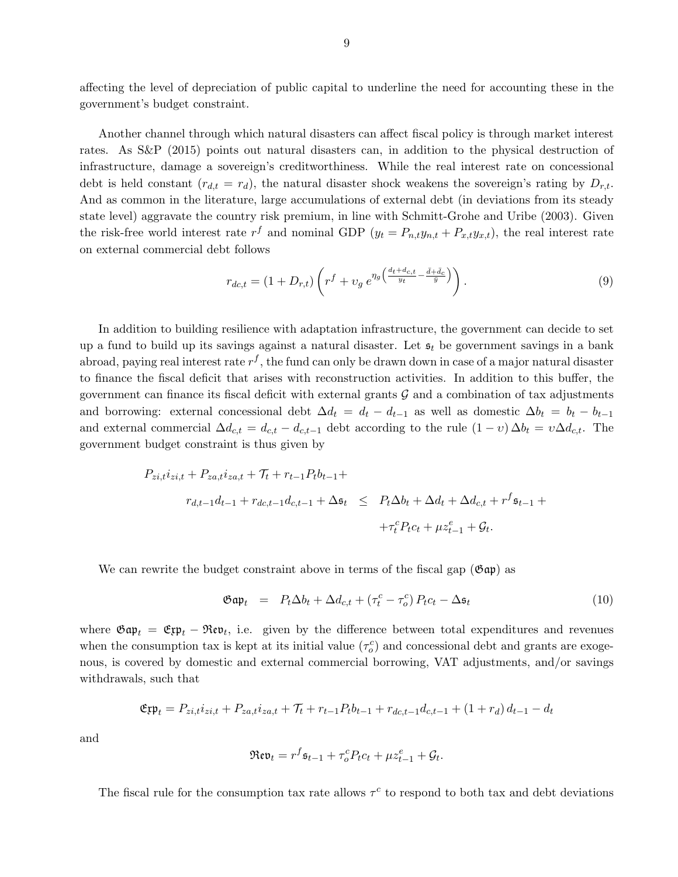affecting the level of depreciation of public capital to underline the need for accounting these in the government's budget constraint.

Another channel through which natural disasters can affect fiscal policy is through market interest rates. As S&P (2015) points out natural disasters can, in addition to the physical destruction of infrastructure, damage a sovereign's creditworthiness. While the real interest rate on concessional debt is held constant ($r_{d,t} = r_d$), the natural disaster shock weakens the sovereign's rating by $D_{r,t}$. And as common in the literature, large accumulations of external debt (in deviations from its steady state level) aggravate the country risk premium, in line with Schmitt-Grohe and Uribe (2003). Given the risk-free world interest rate $r^f$ and nominal GDP ($y_t = P_{n,t}y_{n,t} + P_{x,t}y_{x,t}$), the real interest rate on external commercial debt follows

$$r_{dc,t} = (1 + D_{r,t}) \left( r^f + \upsilon_g \, e^{\eta_g \left( \frac{d_t + d_{c,t}}{y_t} - \frac{\bar{d} + \bar{d}_c}{\bar{y}} \right)} \right). \tag{9}$$

In addition to building resilience with adaptation infrastructure, the government can decide to set up a fund to build up its savings against a natural disaster. Let $\mathfrak{s}_t$ be government savings in a bank abroad, paying real interest rate $r^f$, the fund can only be drawn down in case of a major natural disaster to finance the fiscal deficit that arises with reconstruction activities. In addition to this buffer, the government can finance its fiscal deficit with external grants $\mathcal{G}$ and a combination of tax adjustments and borrowing: external concessional debt $\Delta d_t = d_t - d_{t-1}$ as well as domestic $\Delta b_t = b_t - b_{t-1}$ and external commercial $\Delta d_{c,t} = d_{c,t} - d_{c,t-1}$ debt according to the rule $(1 - \upsilon) \Delta b_t = \upsilon \Delta d_{c,t}$. The government budget constraint is thus given by

$$\begin{aligned} P_{zi,t}i_{zi,t} + P_{za,t}i_{za,t} + \mathcal{T}_t + r_{t-1}P_t b_{t-1} + & \\ r_{d,t-1}d_{t-1} + r_{dc,t-1}d_{c,t-1} + \Delta\mathfrak{s}_t \quad \leq & \quad P_t \Delta b_t + \Delta d_t + \Delta d_{c,t} + r^f \mathfrak{s}_{t-1} + \\ & \quad + \tau_t^c P_t c_t + \mu z_{t-1}^e + \mathcal{G}_t. \end{aligned}$$

We can rewrite the budget constraint above in terms of the fiscal gap ($\mathfrak{Gap}$) as

$$\mathfrak{Gap}_t \quad = \quad P_t \Delta b_t + \Delta d_{c,t} + (\tau_t^c - \tau_o^c) P_t c_t - \Delta \mathfrak{s}_t \tag{10}$$

where $\mathfrak{Gap}_t = \mathfrak{Exp}_t - \mathfrak{Rev}_t$, i.e. given by the difference between total expenditures and revenues when the consumption tax is kept at its initial value ($\tau_o^c$) and concessional debt and grants are exogenous, is covered by domestic and external commercial borrowing, VAT adjustments, and/or savings withdrawals, such that

$$\mathfrak{Exp}_t = P_{zi,t}i_{zi,t} + P_{za,t}i_{za,t} + \mathcal{T}_t + r_{t-1}P_t b_{t-1} + r_{dc,t-1}d_{c,t-1} + (1 + r_d) d_{t-1} - d_t$$

and

$$\mathfrak{Rev}_t = r^f \mathfrak{s}_{t-1} + \tau_o^c P_t c_t + \mu z_{t-1}^e + \mathcal{G}_t.$$

The fiscal rule for the consumption tax rate allows $\tau^c$ to respond to both tax and debt deviations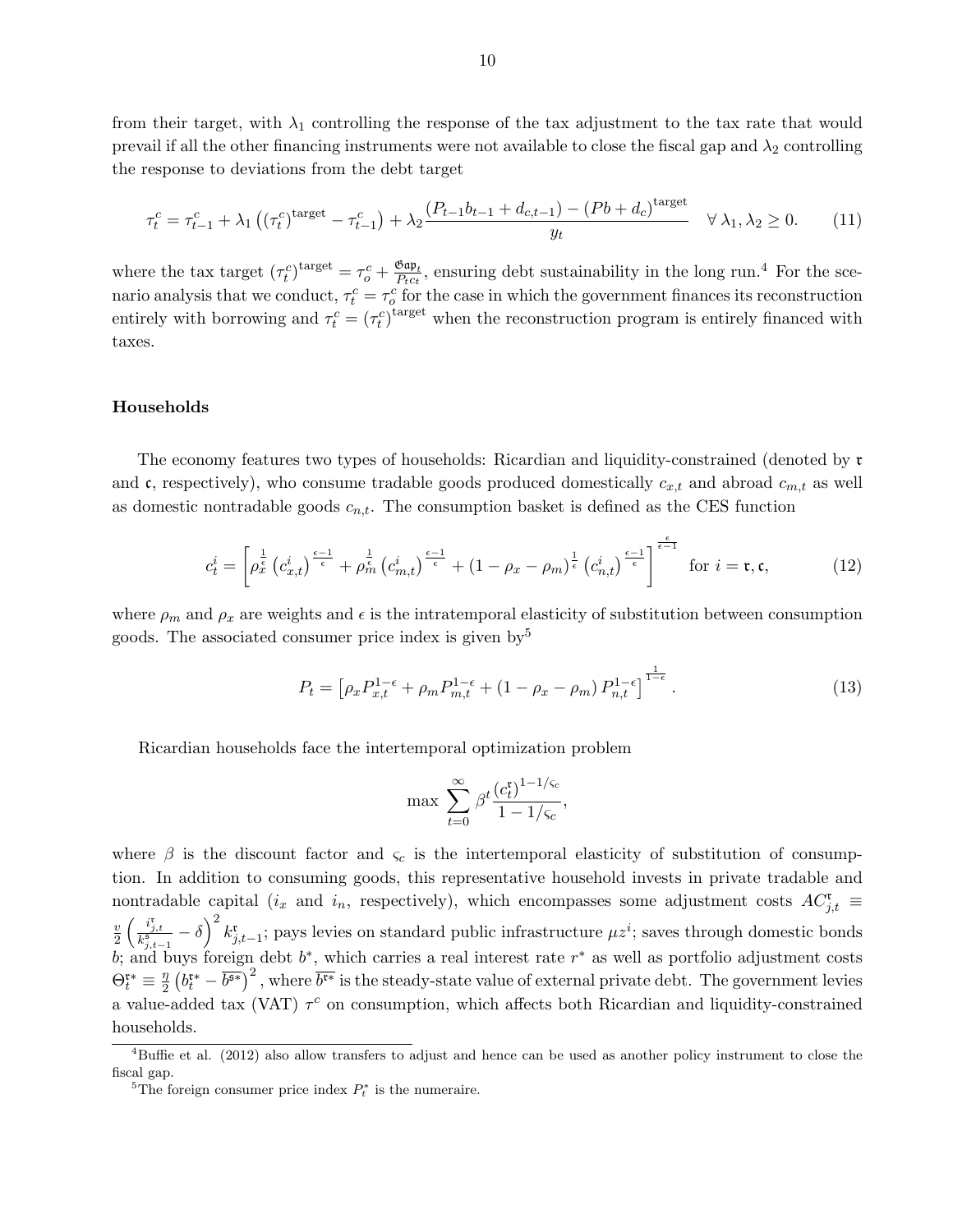from their target, with $\lambda_1$ controlling the response of the tax adjustment to the tax rate that would prevail if all the other financing instruments were not available to close the fiscal gap and $\lambda_2$ controlling the response to deviations from the debt target

$$\tau_t^c = \tau_{t-1}^c + \lambda_1 \left( (\tau_t^c)^{\text{target}} - \tau_{t-1}^c \right) + \lambda_2 \frac{(P_{t-1} b_{t-1} + d_{c,t-1}) - (Pb + d_c)^{\text{target}}}{y_t} \quad \forall \, \lambda_1, \lambda_2 \geq 0. \tag{11}$$

where the tax target $(\tau_t^c)^{\text{target}} = \tau_o^c + \frac{\mathfrak{Gap}_t}{P_t c_t}$, ensuring debt sustainability in the long run.[4] For the scenario analysis that we conduct, $\tau_t^c = \tau_o^c$ for the case in which the government finances its reconstruction entirely with borrowing and $\tau_t^c = (\tau_t^c)^{\text{target}}$ when the reconstruction program is entirely financed with taxes.

### Households

The economy features two types of households: Ricardian and liquidity-constrained (denoted by $\mathfrak{r}$ and $\mathfrak{c}$, respectively), who consume tradable goods produced domestically $c_{x,t}$ and abroad $c_{m,t}$ as well as domestic nontradable goods $c_{n,t}$. The consumption basket is defined as the CES function

$$c_t^i = \left[ \rho_x^{\frac{1}{\epsilon}} \left( c_{x,t}^i \right)^{\frac{\epsilon-1}{\epsilon}} + \rho_m^{\frac{1}{\epsilon}} \left( c_{m,t}^i \right)^{\frac{\epsilon-1}{\epsilon}} + (1 - \rho_x - \rho_m)^{\frac{1}{\epsilon}} \left( c_{n,t}^i \right)^{\frac{\epsilon-1}{\epsilon}} \right]^{\frac{\epsilon}{\epsilon-1}} \quad \text{for } i = \mathfrak{r}, \mathfrak{c}, \tag{12}$$

where $\rho_m$ and $\rho_x$ are weights and $\epsilon$ is the intratemporal elasticity of substitution between consumption goods. The associated consumer price index is given by[5]

$$P_t = \left[ \rho_x P_{x,t}^{1-\epsilon} + \rho_m P_{m,t}^{1-\epsilon} + (1 - \rho_x - \rho_m) P_{n,t}^{1-\epsilon} \right]^{\frac{1}{1-\epsilon}}. \tag{13}$$

Ricardian households face the intertemporal optimization problem

$$\max \sum_{t=0}^{\infty} \beta^t \frac{(c_t^{\mathfrak{r}})^{1-1/\varsigma_c}}{1 - 1/\varsigma_c},$$

where $\beta$ is the discount factor and $\varsigma_c$ is the intertemporal elasticity of substitution of consumption. In addition to consuming goods, this representative household invests in private tradable and nontradable capital ($i_x$ and $i_n$, respectively), which encompasses some adjustment costs $AC_{j,t}^{\mathfrak{r}} \equiv \frac{v}{2} \left( \frac{i_{j,t}^{\mathfrak{r}}}{k_{j,t-1}^{\mathfrak{s}}} - \delta \right)^2 k_{j,t-1}^{\mathfrak{r}}$; pays levies on standard public infrastructure $\mu z^i$; saves through domestic bonds $b$; and buys foreign debt $b^*$, which carries a real interest rate $r^*$ as well as portfolio adjustment costs $\Theta_t^{\mathfrak{r}*} \equiv \frac{\eta}{2} \left( b_t^{\mathfrak{r}*} - \overline{b^{\mathfrak{s}*}} \right)^2$, where $\overline{b^{\mathfrak{r}*}}$ is the steady-state value of external private debt. The government levies a value-added tax (VAT) $\tau^c$ on consumption, which affects both Ricardian and liquidity-constrained households.

---

[4] Buffie et al. (2012) also allow transfers to adjust and hence can be used as another policy instrument to close the fiscal gap.

[5] The foreign consumer price index $P_t^*$ is the numeraire.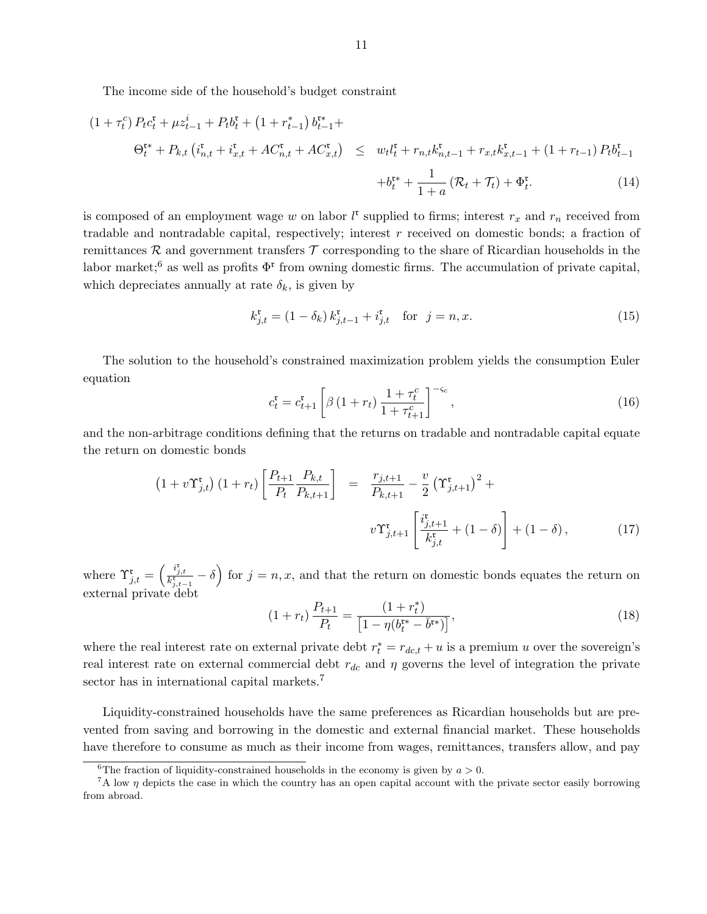The income side of the household's budget constraint

$$
\begin{aligned}
(1+\tau_t^c) P_t c_t^{\mathfrak{r}} + \mu z_{t-1}^i + P_t b_t^{\mathfrak{r}} + \left(1+r_{t-1}^*\right) b_{t-1}^{\mathfrak{r}*} + & \\
\Theta_t^{\mathfrak{r}*} + P_{k,t}\left(i_{n,t}^{\mathfrak{r}} + i_{x,t}^{\mathfrak{r}} + AC_{n,t}^{\mathfrak{r}} + AC_{x,t}^{\mathfrak{r}}\right) \quad \leq \quad & w_t l_t^{\mathfrak{r}} + r_{n,t} k_{n,t-1}^{\mathfrak{r}} + r_{x,t} k_{x,t-1}^{\mathfrak{r}} + (1+r_{t-1}) P_t b_{t-1}^{\mathfrak{r}} \\
& + b_t^{\mathfrak{r}*} + \frac{1}{1+a}\left(\mathcal{R}_t + \mathcal{T}_t\right) + \Phi_t^{\mathfrak{r}}. \qquad (14)
\end{aligned}
$$

is composed of an employment wage $w$ on labor $l^{\mathfrak{r}}$ supplied to firms; interest $r_x$ and $r_n$ received from tradable and nontradable capital, respectively; interest $r$ received on domestic bonds; a fraction of remittances $\mathcal{R}$ and government transfers $\mathcal{T}$ corresponding to the share of Ricardian households in the labor market;[6] as well as profits $\Phi^{\mathfrak{r}}$ from owning domestic firms. The accumulation of private capital, which depreciates annually at rate $\delta_k$, is given by

$$
k_{j,t}^{\mathfrak{r}} = (1-\delta_k) k_{j,t-1}^{\mathfrak{r}} + i_{j,t}^{\mathfrak{r}} \quad \text{for} \quad j = n, x. \qquad (15)
$$

The solution to the household's constrained maximization problem yields the consumption Euler equation

$$
c_t^{\mathfrak{r}} = c_{t+1}^{\mathfrak{r}} \left[\beta (1+r_t) \frac{1+\tau_t^c}{1+\tau_{t+1}^c}\right]^{-\varsigma_c}, \qquad (16)
$$

and the non-arbitrage conditions defining that the returns on tradable and nontradable capital equate the return on domestic bonds

$$
\begin{aligned}
\left(1+\upsilon \Upsilon_{j,t}^{\mathfrak{r}}\right)(1+r_t)\left[\frac{P_{t+1}}{P_t}\frac{P_{k,t}}{P_{k,t+1}}\right] \quad = \quad & \frac{r_{j,t+1}}{P_{k,t+1}} - \frac{\upsilon}{2}\left(\Upsilon_{j,t+1}^{\mathfrak{r}}\right)^2 + \\
& \upsilon \Upsilon_{j,t+1}^{\mathfrak{r}} \left[\frac{i_{j,t+1}^{\mathfrak{r}}}{k_{j,t}^{\mathfrak{r}}} + (1-\delta)\right] + (1-\delta), \qquad (17)
\end{aligned}
$$

where $\Upsilon_{j,t}^{\mathfrak{r}} = \left(\frac{i_{j,t}^{\mathfrak{r}}}{k_{j,t-1}^{\mathfrak{r}}} - \delta\right)$ for $j = n, x$, and that the return on domestic bonds equates the return on external private debt

$$
(1+r_t)\frac{P_{t+1}}{P_t} = \frac{(1+r_t^*)}{\left[1-\eta(b_t^{\mathfrak{r}*} - \bar{b}^{\mathfrak{r}*})\right]}, \qquad (18)
$$

where the real interest rate on external private debt $r_t^* = r_{dc,t} + u$ is a premium $u$ over the sovereign's real interest rate on external commercial debt $r_{dc}$ and $\eta$ governs the level of integration the private sector has in international capital markets.[7]

Liquidity-constrained households have the same preferences as Ricardian households but are prevented from saving and borrowing in the domestic and external financial market. These households have therefore to consume as much as their income from wages, remittances, transfers allow, and pay

[6] The fraction of liquidity-constrained households in the economy is given by $a > 0$.

[7] A low $\eta$ depicts the case in which the country has an open capital account with the private sector easily borrowing from abroad.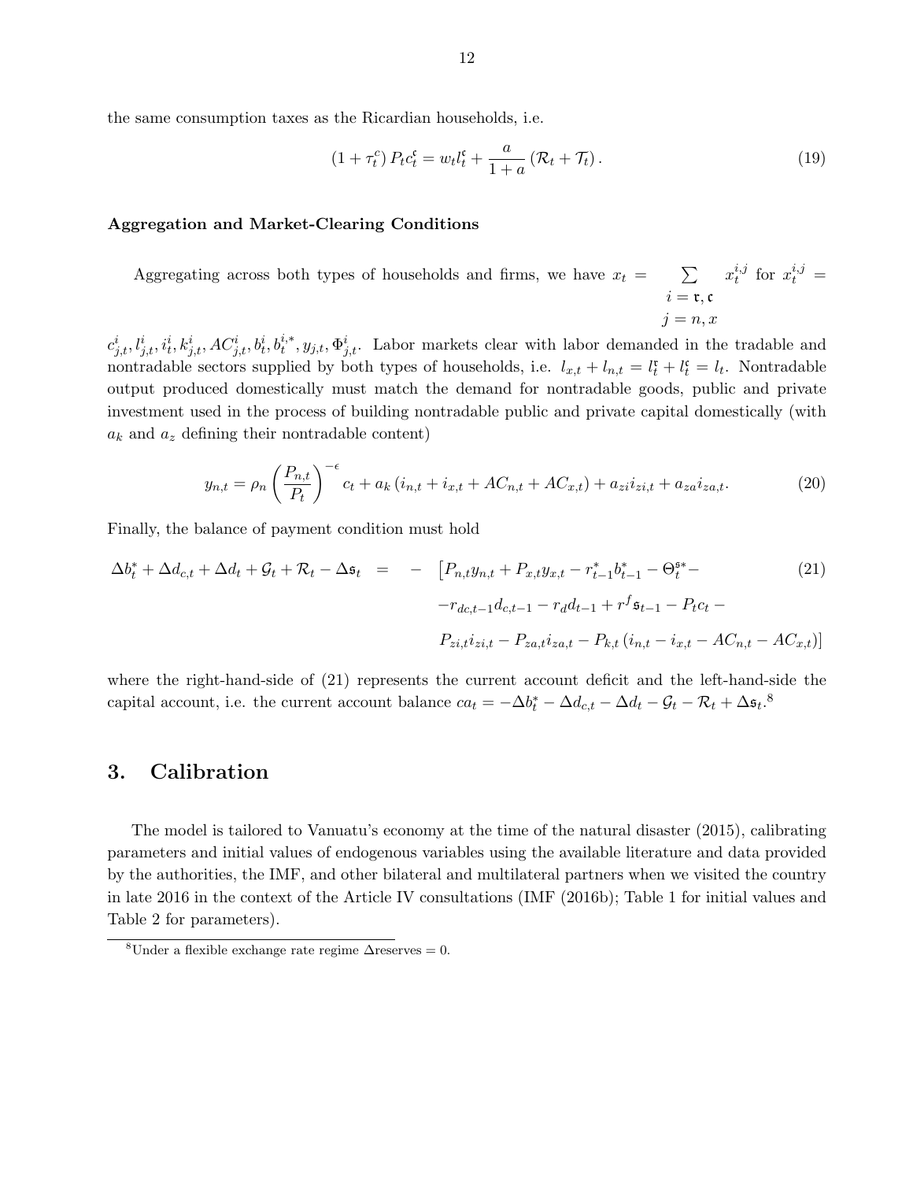the same consumption taxes as the Ricardian households, i.e.

$$
(1+\tau_t^c) P_t c_t^{\mathfrak{c}} = w_t l_t^{\mathfrak{c}} + \frac{a}{1+a}(\mathcal{R}_t + \mathcal{T}_t). \tag{19}
$$

**Aggregation and Market-Clearing Conditions**

Aggregating across both types of households and firms, we have $x_t = \sum_{\substack{i=\mathfrak{r},\mathfrak{c} \\ j=n,x}} x_t^{i,j}$ for $x_t^{i,j} = c_{j,t}^i, l_{j,t}^i, i_t^i, k_{j,t}^i, AC_{j,t}^i, b_t^i, b_t^{i,*}, y_{j,t}, \Phi_{j,t}^i$. Labor markets clear with labor demanded in the tradable and nontradable sectors supplied by both types of households, i.e. $l_{x,t} + l_{n,t} = l_t^{\mathfrak{r}} + l_t^{\mathfrak{c}} = l_t$. Nontradable output produced domestically must match the demand for nontradable goods, public and private investment used in the process of building nontradable public and private capital domestically (with $a_k$ and $a_z$ defining their nontradable content)

$$
y_{n,t} = \rho_n \left(\frac{P_{n,t}}{P_t}\right)^{-\epsilon} c_t + a_k (i_{n,t} + i_{x,t} + AC_{n,t} + AC_{x,t}) + a_{zi} i_{zi,t} + a_{za} i_{za,t}. \tag{20}
$$

Finally, the balance of payment condition must hold

$$
\begin{aligned}
\Delta b_t^* + \Delta d_{c,t} + \Delta d_t + \mathcal{G}_t + \mathcal{R}_t - \Delta \mathfrak{s}_t \quad = \quad - \quad & \big[P_{n,t} y_{n,t} + P_{x,t} y_{x,t} - r_{t-1}^* b_{t-1}^* - \Theta_t^{\mathfrak{s}*} - \\
& -r_{dc,t-1} d_{c,t-1} - r_d d_{t-1} + r^f \mathfrak{s}_{t-1} - P_t c_t - \\
& P_{zi,t} i_{zi,t} - P_{za,t} i_{za,t} - P_{k,t}(i_{n,t} - i_{x,t} - AC_{n,t} - AC_{x,t})\big]
\end{aligned} \tag{21}
$$

where the right-hand-side of (21) represents the current account deficit and the left-hand-side the capital account, i.e. the current account balance $ca_t = -\Delta b_t^* - \Delta d_{c,t} - \Delta d_t - \mathcal{G}_t - \mathcal{R}_t + \Delta \mathfrak{s}_t$.[8]

## 3. Calibration

The model is tailored to Vanuatu's economy at the time of the natural disaster (2015), calibrating parameters and initial values of endogenous variables using the available literature and data provided by the authorities, the IMF, and other bilateral and multilateral partners when we visited the country in late 2016 in the context of the Article IV consultations (IMF (2016b); Table 1 for initial values and Table 2 for parameters).

[8] Under a flexible exchange rate regime $\Delta$reserves $= 0$.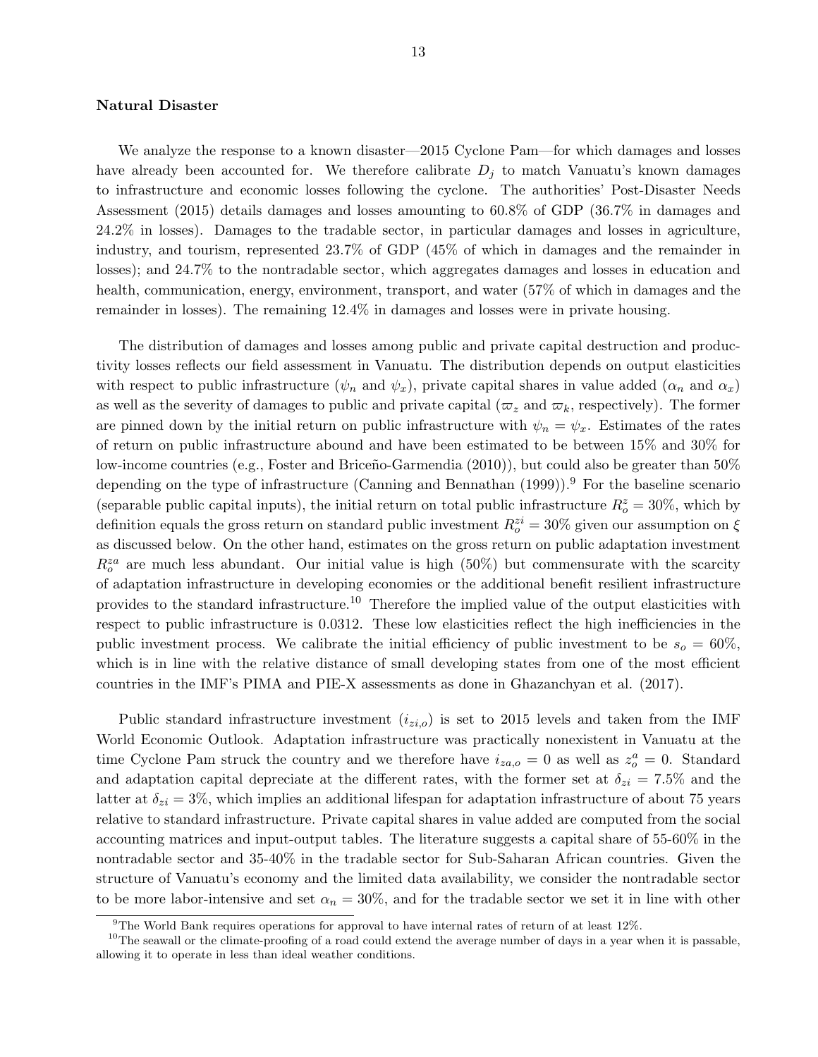**Natural Disaster**

We analyze the response to a known disaster—2015 Cyclone Pam—for which damages and losses have already been accounted for. We therefore calibrate $D_j$ to match Vanuatu's known damages to infrastructure and economic losses following the cyclone. The authorities' Post-Disaster Needs Assessment (2015) details damages and losses amounting to 60.8% of GDP (36.7% in damages and 24.2% in losses). Damages to the tradable sector, in particular damages and losses in agriculture, industry, and tourism, represented 23.7% of GDP (45% of which in damages and the remainder in losses); and 24.7% to the nontradable sector, which aggregates damages and losses in education and health, communication, energy, environment, transport, and water (57% of which in damages and the remainder in losses). The remaining 12.4% in damages and losses were in private housing.

The distribution of damages and losses among public and private capital destruction and productivity losses reflects our field assessment in Vanuatu. The distribution depends on output elasticities with respect to public infrastructure ($\psi_n$ and $\psi_x$), private capital shares in value added ($\alpha_n$ and $\alpha_x$) as well as the severity of damages to public and private capital ($\varpi_z$ and $\varpi_k$, respectively). The former are pinned down by the initial return on public infrastructure with $\psi_n = \psi_x$. Estimates of the rates of return on public infrastructure abound and have been estimated to be between 15% and 30% for low-income countries (e.g., Foster and Briceño-Garmendia (2010)), but could also be greater than 50% depending on the type of infrastructure (Canning and Bennathan (1999)).[9] For the baseline scenario (separable public capital inputs), the initial return on total public infrastructure $R_o^z = 30\%$, which by definition equals the gross return on standard public investment $R_o^{zi} = 30\%$ given our assumption on $\xi$ as discussed below. On the other hand, estimates on the gross return on public adaptation investment $R_o^{za}$ are much less abundant. Our initial value is high (50%) but commensurate with the scarcity of adaptation infrastructure in developing economies or the additional benefit resilient infrastructure provides to the standard infrastructure.[10] Therefore the implied value of the output elasticities with respect to public infrastructure is 0.0312. These low elasticities reflect the high inefficiencies in the public investment process. We calibrate the initial efficiency of public investment to be $s_o = 60\%$, which is in line with the relative distance of small developing states from one of the most efficient countries in the IMF's PIMA and PIE-X assessments as done in Ghazanchyan et al. (2017).

Public standard infrastructure investment ($i_{zi,o}$) is set to 2015 levels and taken from the IMF World Economic Outlook. Adaptation infrastructure was practically nonexistent in Vanuatu at the time Cyclone Pam struck the country and we therefore have $i_{za,o} = 0$ as well as $z_o^a = 0$. Standard and adaptation capital depreciate at the different rates, with the former set at $\delta_{zi} = 7.5\%$ and the latter at $\delta_{zi} = 3\%$, which implies an additional lifespan for adaptation infrastructure of about 75 years relative to standard infrastructure. Private capital shares in value added are computed from the social accounting matrices and input-output tables. The literature suggests a capital share of 55-60% in the nontradable sector and 35-40% in the tradable sector for Sub-Saharan African countries. Given the structure of Vanuatu's economy and the limited data availability, we consider the nontradable sector to be more labor-intensive and set $\alpha_n = 30\%$, and for the tradable sector we set it in line with other

[9] The World Bank requires operations for approval to have internal rates of return of at least 12%.

[10] The seawall or the climate-proofing of a road could extend the average number of days in a year when it is passable, allowing it to operate in less than ideal weather conditions.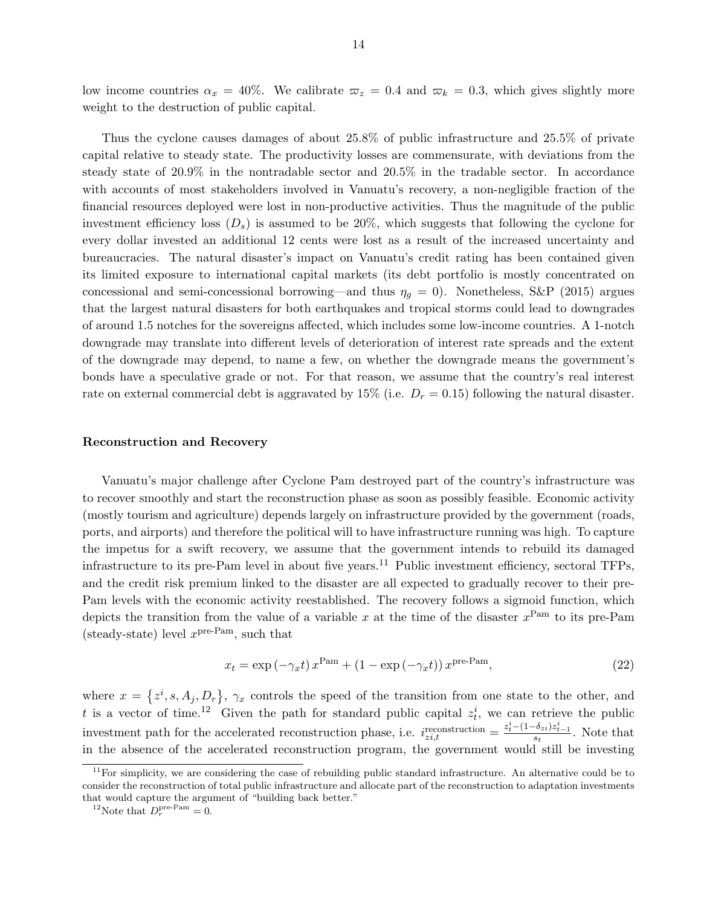low income countries $\alpha_x = 40\%$. We calibrate $\varpi_z = 0.4$ and $\varpi_k = 0.3$, which gives slightly more weight to the destruction of public capital.

Thus the cyclone causes damages of about 25.8% of public infrastructure and 25.5% of private capital relative to steady state. The productivity losses are commensurate, with deviations from the steady state of 20.9% in the nontradable sector and 20.5% in the tradable sector. In accordance with accounts of most stakeholders involved in Vanuatu's recovery, a non-negligible fraction of the financial resources deployed were lost in non-productive activities. Thus the magnitude of the public investment efficiency loss ($D_s$) is assumed to be 20%, which suggests that following the cyclone for every dollar invested an additional 12 cents were lost as a result of the increased uncertainty and bureaucracies. The natural disaster's impact on Vanuatu's credit rating has been contained given its limited exposure to international capital markets (its debt portfolio is mostly concentrated on concessional and semi-concessional borrowing—and thus $\eta_g = 0$). Nonetheless, S&P (2015) argues that the largest natural disasters for both earthquakes and tropical storms could lead to downgrades of around 1.5 notches for the sovereigns affected, which includes some low-income countries. A 1-notch downgrade may translate into different levels of deterioration of interest rate spreads and the extent of the downgrade may depend, to name a few, on whether the downgrade means the government's bonds have a speculative grade or not. For that reason, we assume that the country's real interest rate on external commercial debt is aggravated by 15% (i.e. $D_r = 0.15$) following the natural disaster.

### Reconstruction and Recovery

Vanuatu's major challenge after Cyclone Pam destroyed part of the country's infrastructure was to recover smoothly and start the reconstruction phase as soon as possibly feasible. Economic activity (mostly tourism and agriculture) depends largely on infrastructure provided by the government (roads, ports, and airports) and therefore the political will to have infrastructure running was high. To capture the impetus for a swift recovery, we assume that the government intends to rebuild its damaged infrastructure to its pre-Pam level in about five years.[11] Public investment efficiency, sectoral TFPs, and the credit risk premium linked to the disaster are all expected to gradually recover to their pre-Pam levels with the economic activity reestablished. The recovery follows a sigmoid function, which depicts the transition from the value of a variable $x$ at the time of the disaster $x^{\text{Pam}}$ to its pre-Pam (steady-state) level $x^{\text{pre-Pam}}$, such that

$$x_t = \exp\left(-\gamma_x t\right) x^{\text{Pam}} + \left(1 - \exp\left(-\gamma_x t\right)\right) x^{\text{pre-Pam}}, \tag{22}$$

where $x = \left\{z^i, s, A_j, D_r\right\}$, $\gamma_x$ controls the speed of the transition from one state to the other, and $t$ is a vector of time.[12] Given the path for standard public capital $z_t^i$, we can retrieve the public investment path for the accelerated reconstruction phase, i.e. $i_{zi,t}^{\text{reconstruction}} = \frac{z_t^i - (1-\delta_{zi}) z_{t-1}^i}{s_t}$. Note that in the absence of the accelerated reconstruction program, the government would still be investing

[11] For simplicity, we are considering the case of rebuilding public standard infrastructure. An alternative could be to consider the reconstruction of total public infrastructure and allocate part of the reconstruction to adaptation investments that would capture the argument of "building back better."

[12] Note that $D_r^{\text{pre-Pam}} = 0$.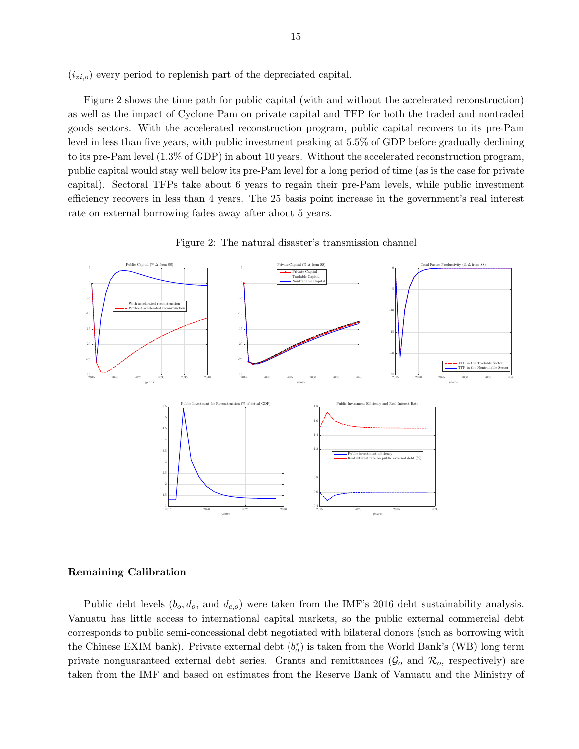($i_{zi,o}$) every period to replenish part of the depreciated capital.

Figure 2 shows the time path for public capital (with and without the accelerated reconstruction) as well as the impact of Cyclone Pam on private capital and TFP for both the traded and nontraded goods sectors. With the accelerated reconstruction program, public capital recovers to its pre-Pam level in less than five years, with public investment peaking at 5.5% of GDP before gradually declining to its pre-Pam level (1.3% of GDP) in about 10 years. Without the accelerated reconstruction program, public capital would stay well below its pre-Pam level for a long period of time (as is the case for private capital). Sectoral TFPs take about 6 years to regain their pre-Pam levels, while public investment efficiency recovers in less than 4 years. The 25 basis point increase in the government's real interest rate on external borrowing fades away after about 5 years.

Figure 2: The natural disaster's transmission channel

### Remaining Calibration

Public debt levels ($b_o, d_o$, and $d_{c,o}$) were taken from the IMF's 2016 debt sustainability analysis. Vanuatu has little access to international capital markets, so the public external commercial debt corresponds to public semi-concessional debt negotiated with bilateral donors (such as borrowing with the Chinese EXIM bank). Private external debt ($b_o^*$) is taken from the World Bank's (WB) long term private nonguaranteed external debt series. Grants and remittances ($\mathcal{G}_o$ and $\mathcal{R}_o$, respectively) are taken from the IMF and based on estimates from the Reserve Bank of Vanuatu and the Ministry of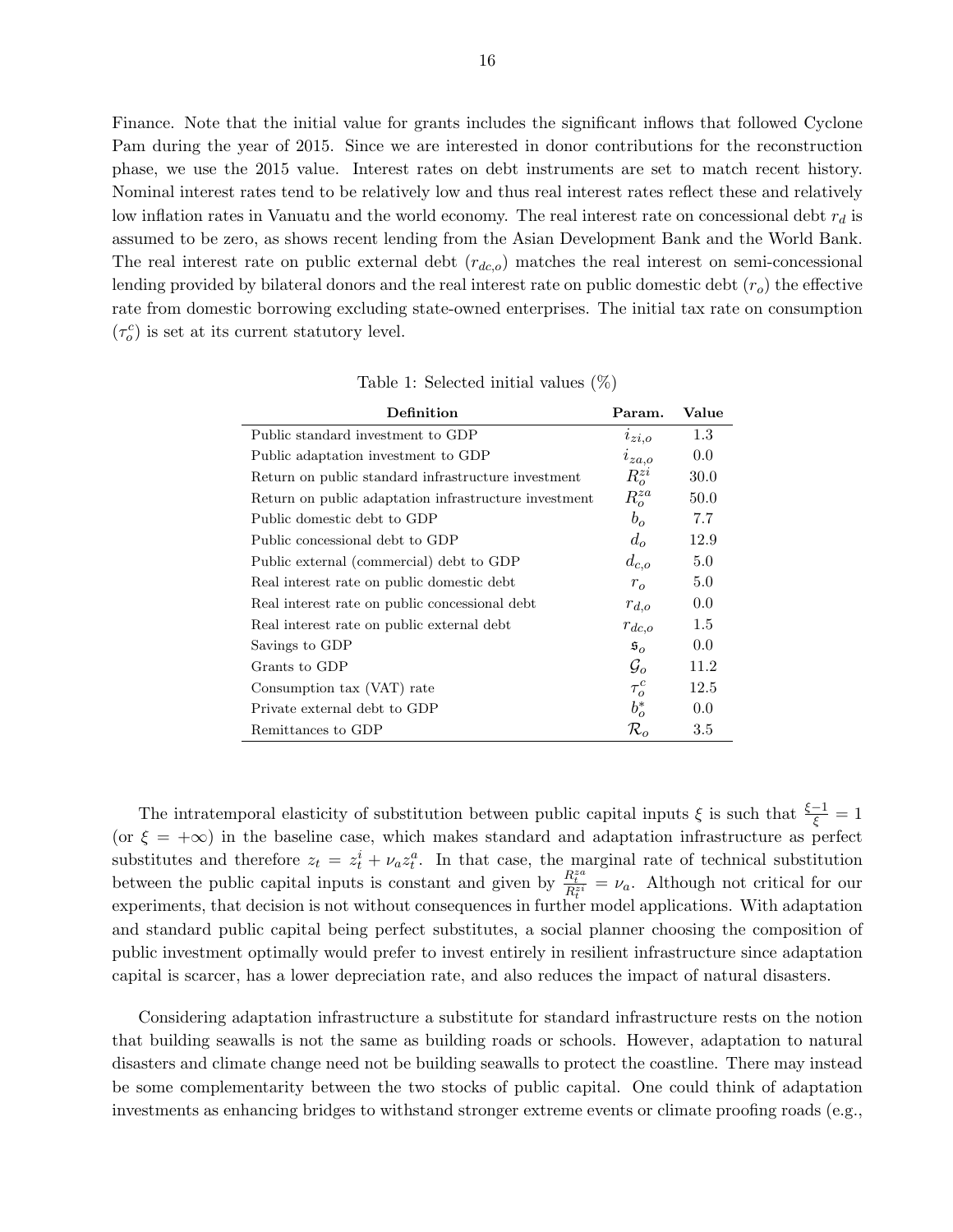Finance. Note that the initial value for grants includes the significant inflows that followed Cyclone Pam during the year of 2015. Since we are interested in donor contributions for the reconstruction phase, we use the 2015 value. Interest rates on debt instruments are set to match recent history. Nominal interest rates tend to be relatively low and thus real interest rates reflect these and relatively low inflation rates in Vanuatu and the world economy. The real interest rate on concessional debt $r_d$ is assumed to be zero, as shows recent lending from the Asian Development Bank and the World Bank. The real interest rate on public external debt ($r_{dc,o}$) matches the real interest on semi-concessional lending provided by bilateral donors and the real interest rate on public domestic debt ($r_o$) the effective rate from domestic borrowing excluding state-owned enterprises. The initial tax rate on consumption ($\tau_o^c$) is set at its current statutory level.

Table 1: Selected initial values (%)

| Definition | Param. | Value |
|---|---|---|
| Public standard investment to GDP | $i_{zi,o}$ | 1.3 |
| Public adaptation investment to GDP | $i_{za,o}$ | 0.0 |
| Return on public standard infrastructure investment | $R_o^{zi}$ | 30.0 |
| Return on public adaptation infrastructure investment | $R_o^{za}$ | 50.0 |
| Public domestic debt to GDP | $b_o$ | 7.7 |
| Public concessional debt to GDP | $d_o$ | 12.9 |
| Public external (commercial) debt to GDP | $d_{c,o}$ | 5.0 |
| Real interest rate on public domestic debt | $r_o$ | 5.0 |
| Real interest rate on public concessional debt | $r_{d,o}$ | 0.0 |
| Real interest rate on public external debt | $r_{dc,o}$ | 1.5 |
| Savings to GDP | $\mathfrak{s}_o$ | 0.0 |
| Grants to GDP | $\mathcal{G}_o$ | 11.2 |
| Consumption tax (VAT) rate | $\tau_o^c$ | 12.5 |
| Private external debt to GDP | $b_o^*$ | 0.0 |
| Remittances to GDP | $\mathcal{R}_o$ | 3.5 |

The intratemporal elasticity of substitution between public capital inputs $\xi$ is such that $\frac{\xi-1}{\xi} = 1$ (or $\xi = +\infty$) in the baseline case, which makes standard and adaptation infrastructure as perfect substitutes and therefore $z_t = z_t^i + \nu_a z_t^a$. In that case, the marginal rate of technical substitution between the public capital inputs is constant and given by $\frac{R_t^{za}}{R_t^{zi}} = \nu_a$. Although not critical for our experiments, that decision is not without consequences in further model applications. With adaptation and standard public capital being perfect substitutes, a social planner choosing the composition of public investment optimally would prefer to invest entirely in resilient infrastructure since adaptation capital is scarcer, has a lower depreciation rate, and also reduces the impact of natural disasters.

Considering adaptation infrastructure a substitute for standard infrastructure rests on the notion that building seawalls is not the same as building roads or schools. However, adaptation to natural disasters and climate change need not be building seawalls to protect the coastline. There may instead be some complementarity between the two stocks of public capital. One could think of adaptation investments as enhancing bridges to withstand stronger extreme events or climate proofing roads (e.g.,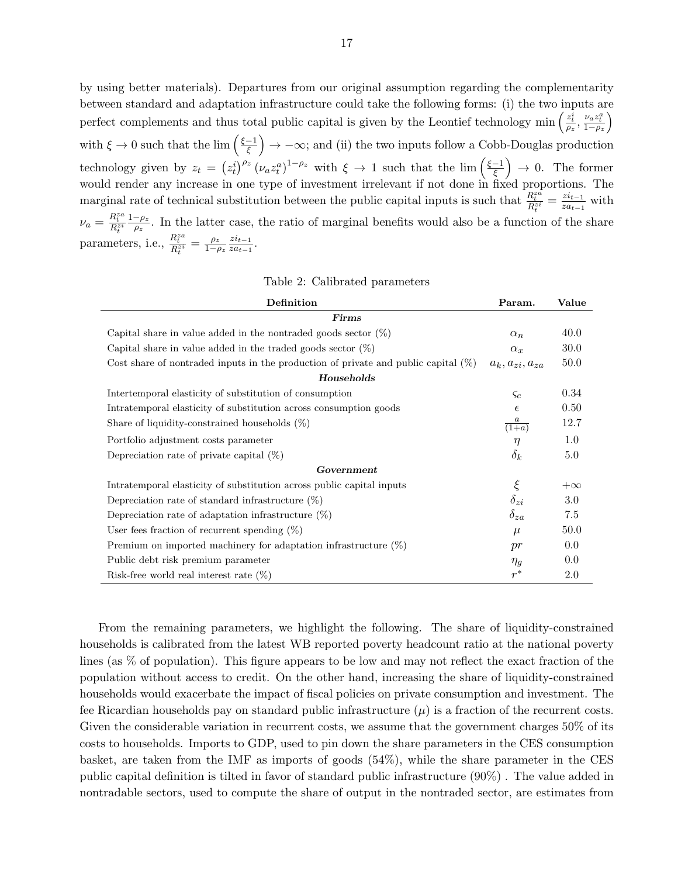by using better materials). Departures from our original assumption regarding the complementarity between standard and adaptation infrastructure could take the following forms: (i) the two inputs are perfect complements and thus total public capital is given by the Leontief technology $\min\left(\frac{z_t^i}{\rho_z}, \frac{\nu_a z_t^a}{1-\rho_z}\right)$ with $\xi \to 0$ such that the $\lim\left(\frac{\xi-1}{\xi}\right) \to -\infty$; and (ii) the two inputs follow a Cobb-Douglas production technology given by $z_t = \left(z_t^i\right)^{\rho_z}\left(\nu_a z_t^a\right)^{1-\rho_z}$ with $\xi \to 1$ such that the $\lim\left(\frac{\xi-1}{\xi}\right) \to 0$. The former would render any increase in one type of investment irrelevant if not done in fixed proportions. The marginal rate of technical substitution between the public capital inputs is such that $\frac{R_t^{za}}{R_t^{zi}} = \frac{zi_{t-1}}{za_{t-1}}$ with $\nu_a = \frac{R_t^{za}}{R_t^{zi}}\frac{1-\rho_z}{\rho_z}$. In the latter case, the ratio of marginal benefits would also be a function of the share parameters, i.e., $\frac{R_t^{za}}{R_t^{zi}} = \frac{\rho_z}{1-\rho_z}\frac{zi_{t-1}}{za_{t-1}}$.

Table 2: Calibrated parameters

| Definition | Param. | Value |
|---|---|---|
| ***Firms*** | | |
| Capital share in value added in the nontraded goods sector (%) | $\alpha_n$ | 40.0 |
| Capital share in value added in the traded goods sector (%) | $\alpha_x$ | 30.0 |
| Cost share of nontraded inputs in the production of private and public capital (%) | $a_k, a_{zi}, a_{za}$ | 50.0 |
| ***Households*** | | |
| Intertemporal elasticity of substitution of consumption | $\varsigma_c$ | 0.34 |
| Intratemporal elasticity of substitution across consumption goods | $\epsilon$ | 0.50 |
| Share of liquidity-constrained households (%) | $\frac{a}{(1+a)}$ | 12.7 |
| Portfolio adjustment costs parameter | $\eta$ | 1.0 |
| Depreciation rate of private capital (%) | $\delta_k$ | 5.0 |
| ***Government*** | | |
| Intratemporal elasticity of substitution across public capital inputs | $\xi$ | $+\infty$ |
| Depreciation rate of standard infrastructure (%) | $\delta_{zi}$ | 3.0 |
| Depreciation rate of adaptation infrastructure (%) | $\delta_{za}$ | 7.5 |
| User fees fraction of recurrent spending (%) | $\mu$ | 50.0 |
| Premium on imported machinery for adaptation infrastructure (%) | $pr$ | 0.0 |
| Public debt risk premium parameter | $\eta_g$ | 0.0 |
| Risk-free world real interest rate (%) | $r^*$ | 2.0 |

From the remaining parameters, we highlight the following. The share of liquidity-constrained households is calibrated from the latest WB reported poverty headcount ratio at the national poverty lines (as % of population). This figure appears to be low and may not reflect the exact fraction of the population without access to credit. On the other hand, increasing the share of liquidity-constrained households would exacerbate the impact of fiscal policies on private consumption and investment. The fee Ricardian households pay on standard public infrastructure ($\mu$) is a fraction of the recurrent costs. Given the considerable variation in recurrent costs, we assume that the government charges 50% of its costs to households. Imports to GDP, used to pin down the share parameters in the CES consumption basket, are taken from the IMF as imports of goods (54%), while the share parameter in the CES public capital definition is tilted in favor of standard public infrastructure (90%) . The value added in nontradable sectors, used to compute the share of output in the nontraded sector, are estimates from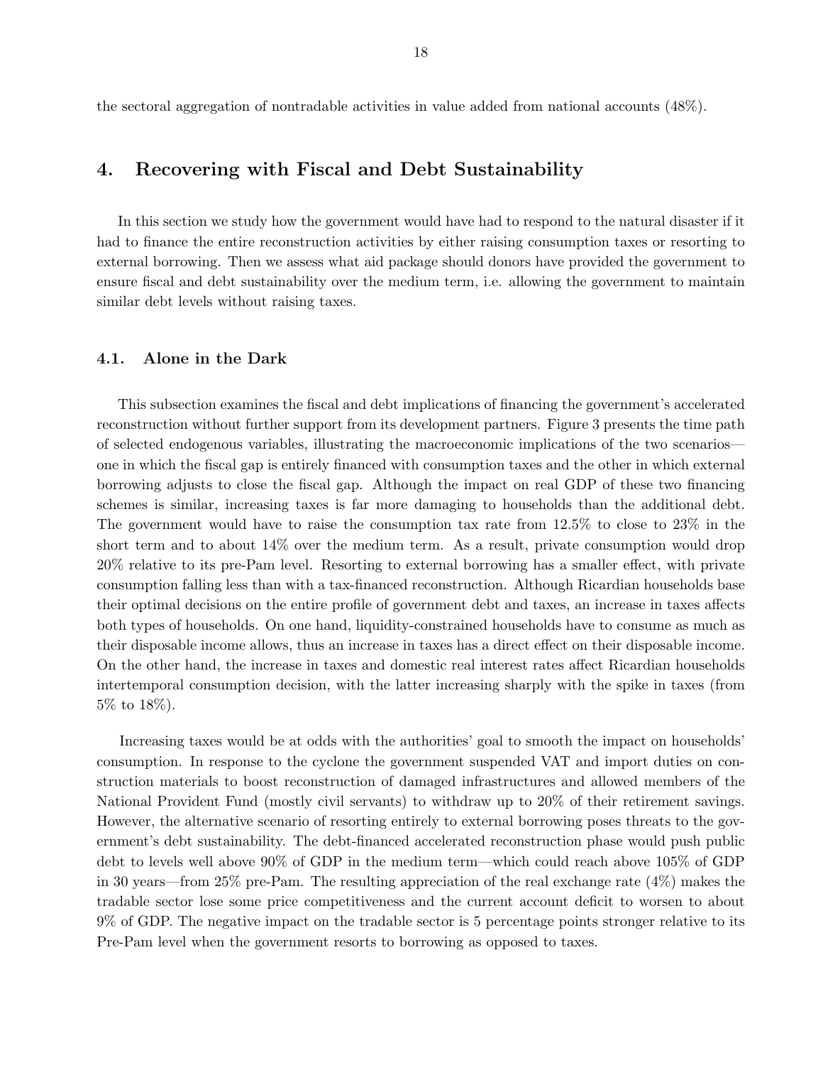the sectoral aggregation of nontradable activities in value added from national accounts (48%).

## 4. Recovering with Fiscal and Debt Sustainability

In this section we study how the government would have had to respond to the natural disaster if it had to finance the entire reconstruction activities by either raising consumption taxes or resorting to external borrowing. Then we assess what aid package should donors have provided the government to ensure fiscal and debt sustainability over the medium term, i.e. allowing the government to maintain similar debt levels without raising taxes.

### 4.1. Alone in the Dark

This subsection examines the fiscal and debt implications of financing the government's accelerated reconstruction without further support from its development partners. Figure 3 presents the time path of selected endogenous variables, illustrating the macroeconomic implications of the two scenarios—one in which the fiscal gap is entirely financed with consumption taxes and the other in which external borrowing adjusts to close the fiscal gap. Although the impact on real GDP of these two financing schemes is similar, increasing taxes is far more damaging to households than the additional debt. The government would have to raise the consumption tax rate from 12.5% to close to 23% in the short term and to about 14% over the medium term. As a result, private consumption would drop 20% relative to its pre-Pam level. Resorting to external borrowing has a smaller effect, with private consumption falling less than with a tax-financed reconstruction. Although Ricardian households base their optimal decisions on the entire profile of government debt and taxes, an increase in taxes affects both types of households. On one hand, liquidity-constrained households have to consume as much as their disposable income allows, thus an increase in taxes has a direct effect on their disposable income. On the other hand, the increase in taxes and domestic real interest rates affect Ricardian households intertemporal consumption decision, with the latter increasing sharply with the spike in taxes (from 5% to 18%).

Increasing taxes would be at odds with the authorities' goal to smooth the impact on households' consumption. In response to the cyclone the government suspended VAT and import duties on construction materials to boost reconstruction of damaged infrastructures and allowed members of the National Provident Fund (mostly civil servants) to withdraw up to 20% of their retirement savings. However, the alternative scenario of resorting entirely to external borrowing poses threats to the government's debt sustainability. The debt-financed accelerated reconstruction phase would push public debt to levels well above 90% of GDP in the medium term—which could reach above 105% of GDP in 30 years—from 25% pre-Pam. The resulting appreciation of the real exchange rate (4%) makes the tradable sector lose some price competitiveness and the current account deficit to worsen to about 9% of GDP. The negative impact on the tradable sector is 5 percentage points stronger relative to its Pre-Pam level when the government resorts to borrowing as opposed to taxes.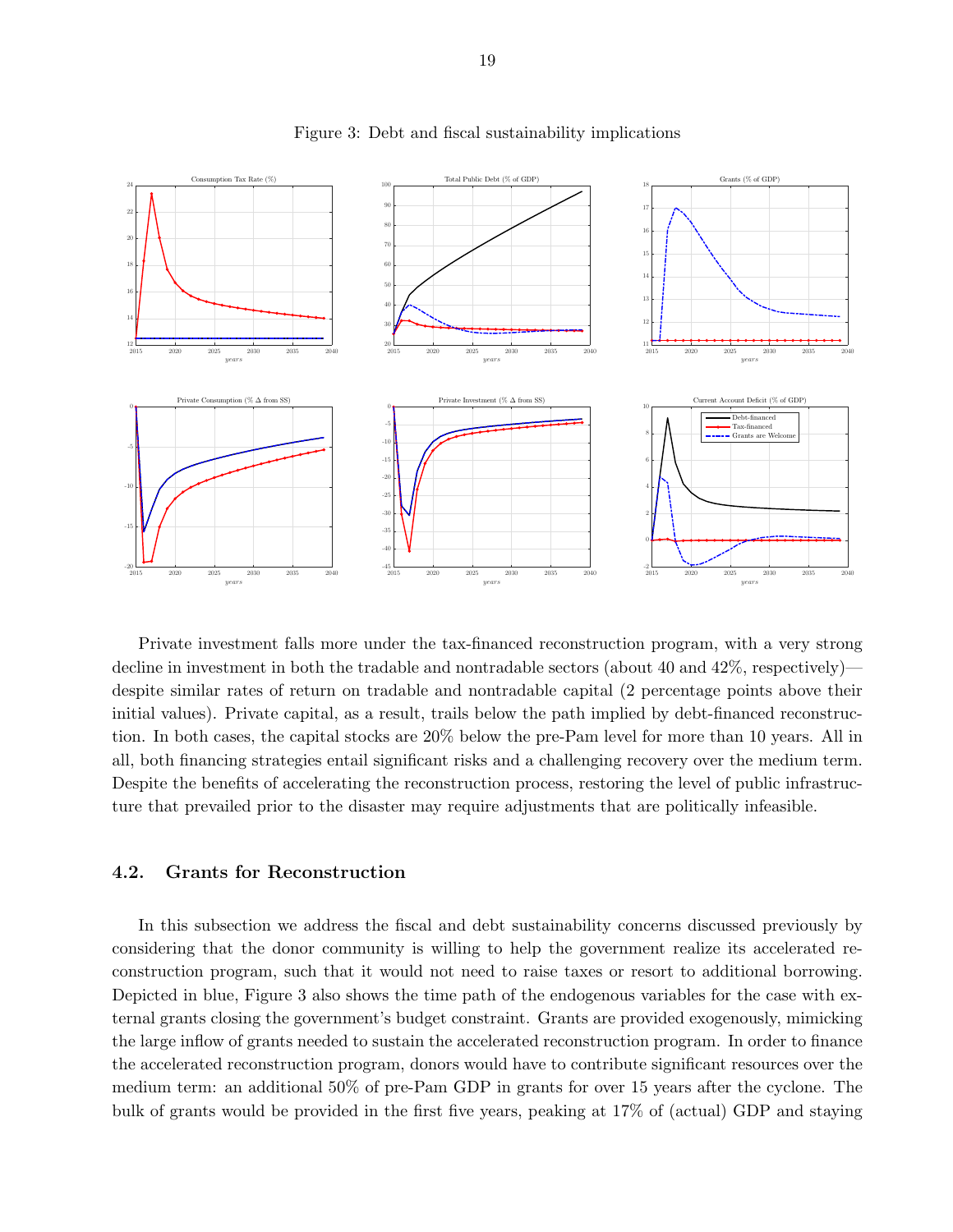Figure 3: Debt and fiscal sustainability implications

Private investment falls more under the tax-financed reconstruction program, with a very strong decline in investment in both the tradable and nontradable sectors (about 40 and 42%, respectively)—despite similar rates of return on tradable and nontradable capital (2 percentage points above their initial values). Private capital, as a result, trails below the path implied by debt-financed reconstruction. In both cases, the capital stocks are 20% below the pre-Pam level for more than 10 years. All in all, both financing strategies entail significant risks and a challenging recovery over the medium term. Despite the benefits of accelerating the reconstruction process, restoring the level of public infrastructure that prevailed prior to the disaster may require adjustments that are politically infeasible.

## 4.2. Grants for Reconstruction

In this subsection we address the fiscal and debt sustainability concerns discussed previously by considering that the donor community is willing to help the government realize its accelerated reconstruction program, such that it would not need to raise taxes or resort to additional borrowing. Depicted in blue, Figure 3 also shows the time path of the endogenous variables for the case with external grants closing the government's budget constraint. Grants are provided exogenously, mimicking the large inflow of grants needed to sustain the accelerated reconstruction program. In order to finance the accelerated reconstruction program, donors would have to contribute significant resources over the medium term: an additional 50% of pre-Pam GDP in grants for over 15 years after the cyclone. The bulk of grants would be provided in the first five years, peaking at 17% of (actual) GDP and staying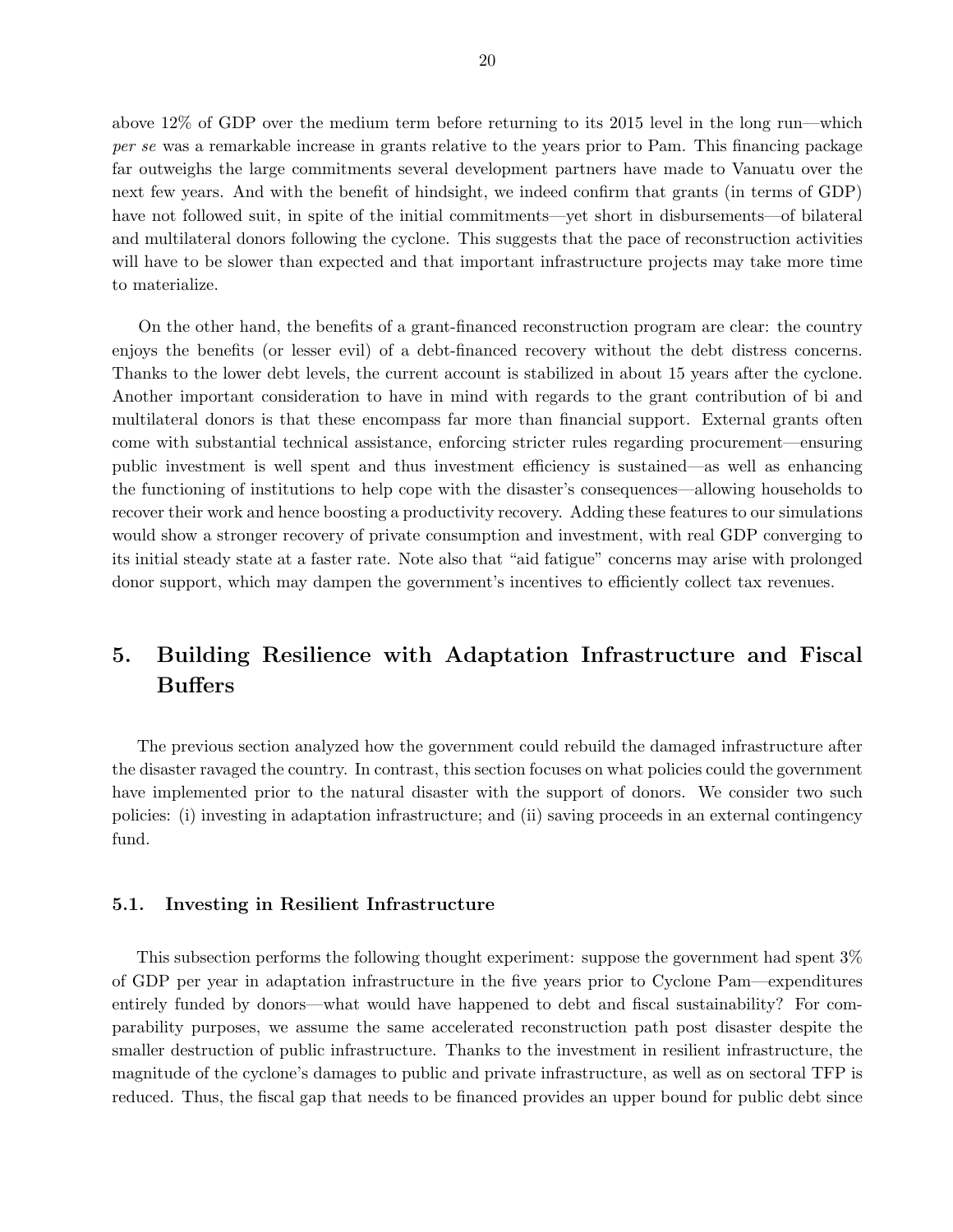above 12% of GDP over the medium term before returning to its 2015 level in the long run—which *per se* was a remarkable increase in grants relative to the years prior to Pam. This financing package far outweighs the large commitments several development partners have made to Vanuatu over the next few years. And with the benefit of hindsight, we indeed confirm that grants (in terms of GDP) have not followed suit, in spite of the initial commitments—yet short in disbursements—of bilateral and multilateral donors following the cyclone. This suggests that the pace of reconstruction activities will have to be slower than expected and that important infrastructure projects may take more time to materialize.

On the other hand, the benefits of a grant-financed reconstruction program are clear: the country enjoys the benefits (or lesser evil) of a debt-financed recovery without the debt distress concerns. Thanks to the lower debt levels, the current account is stabilized in about 15 years after the cyclone. Another important consideration to have in mind with regards to the grant contribution of bi and multilateral donors is that these encompass far more than financial support. External grants often come with substantial technical assistance, enforcing stricter rules regarding procurement—ensuring public investment is well spent and thus investment efficiency is sustained—as well as enhancing the functioning of institutions to help cope with the disaster's consequences—allowing households to recover their work and hence boosting a productivity recovery. Adding these features to our simulations would show a stronger recovery of private consumption and investment, with real GDP converging to its initial steady state at a faster rate. Note also that "aid fatigue" concerns may arise with prolonged donor support, which may dampen the government's incentives to efficiently collect tax revenues.

## 5. Building Resilience with Adaptation Infrastructure and Fiscal Buffers

The previous section analyzed how the government could rebuild the damaged infrastructure after the disaster ravaged the country. In contrast, this section focuses on what policies could the government have implemented prior to the natural disaster with the support of donors. We consider two such policies: (i) investing in adaptation infrastructure; and (ii) saving proceeds in an external contingency fund.

### 5.1. Investing in Resilient Infrastructure

This subsection performs the following thought experiment: suppose the government had spent 3% of GDP per year in adaptation infrastructure in the five years prior to Cyclone Pam—expenditures entirely funded by donors—what would have happened to debt and fiscal sustainability? For comparability purposes, we assume the same accelerated reconstruction path post disaster despite the smaller destruction of public infrastructure. Thanks to the investment in resilient infrastructure, the magnitude of the cyclone's damages to public and private infrastructure, as well as on sectoral TFP is reduced. Thus, the fiscal gap that needs to be financed provides an upper bound for public debt since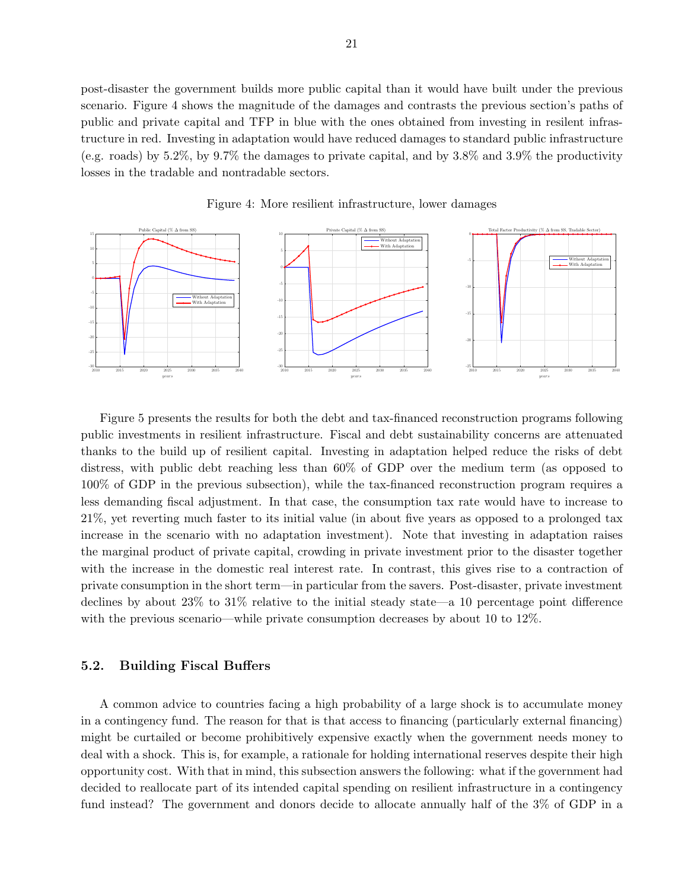post-disaster the government builds more public capital than it would have built under the previous scenario. Figure 4 shows the magnitude of the damages and contrasts the previous section's paths of public and private capital and TFP in blue with the ones obtained from investing in resilent infrastructure in red. Investing in adaptation would have reduced damages to standard public infrastructure (e.g. roads) by 5.2%, by 9.7% the damages to private capital, and by 3.8% and 3.9% the productivity losses in the tradable and nontradable sectors.

Figure 4: More resilient infrastructure, lower damages

Figure 5 presents the results for both the debt and tax-financed reconstruction programs following public investments in resilient infrastructure. Fiscal and debt sustainability concerns are attenuated thanks to the build up of resilient capital. Investing in adaptation helped reduce the risks of debt distress, with public debt reaching less than 60% of GDP over the medium term (as opposed to 100% of GDP in the previous subsection), while the tax-financed reconstruction program requires a less demanding fiscal adjustment. In that case, the consumption tax rate would have to increase to 21%, yet reverting much faster to its initial value (in about five years as opposed to a prolonged tax increase in the scenario with no adaptation investment). Note that investing in adaptation raises the marginal product of private capital, crowding in private investment prior to the disaster together with the increase in the domestic real interest rate. In contrast, this gives rise to a contraction of private consumption in the short term—in particular from the savers. Post-disaster, private investment declines by about 23% to 31% relative to the initial steady state—a 10 percentage point difference with the previous scenario—while private consumption decreases by about 10 to 12%.

## 5.2. Building Fiscal Buffers

A common advice to countries facing a high probability of a large shock is to accumulate money in a contingency fund. The reason for that is that access to financing (particularly external financing) might be curtailed or become prohibitively expensive exactly when the government needs money to deal with a shock. This is, for example, a rationale for holding international reserves despite their high opportunity cost. With that in mind, this subsection answers the following: what if the government had decided to reallocate part of its intended capital spending on resilient infrastructure in a contingency fund instead? The government and donors decide to allocate annually half of the 3% of GDP in a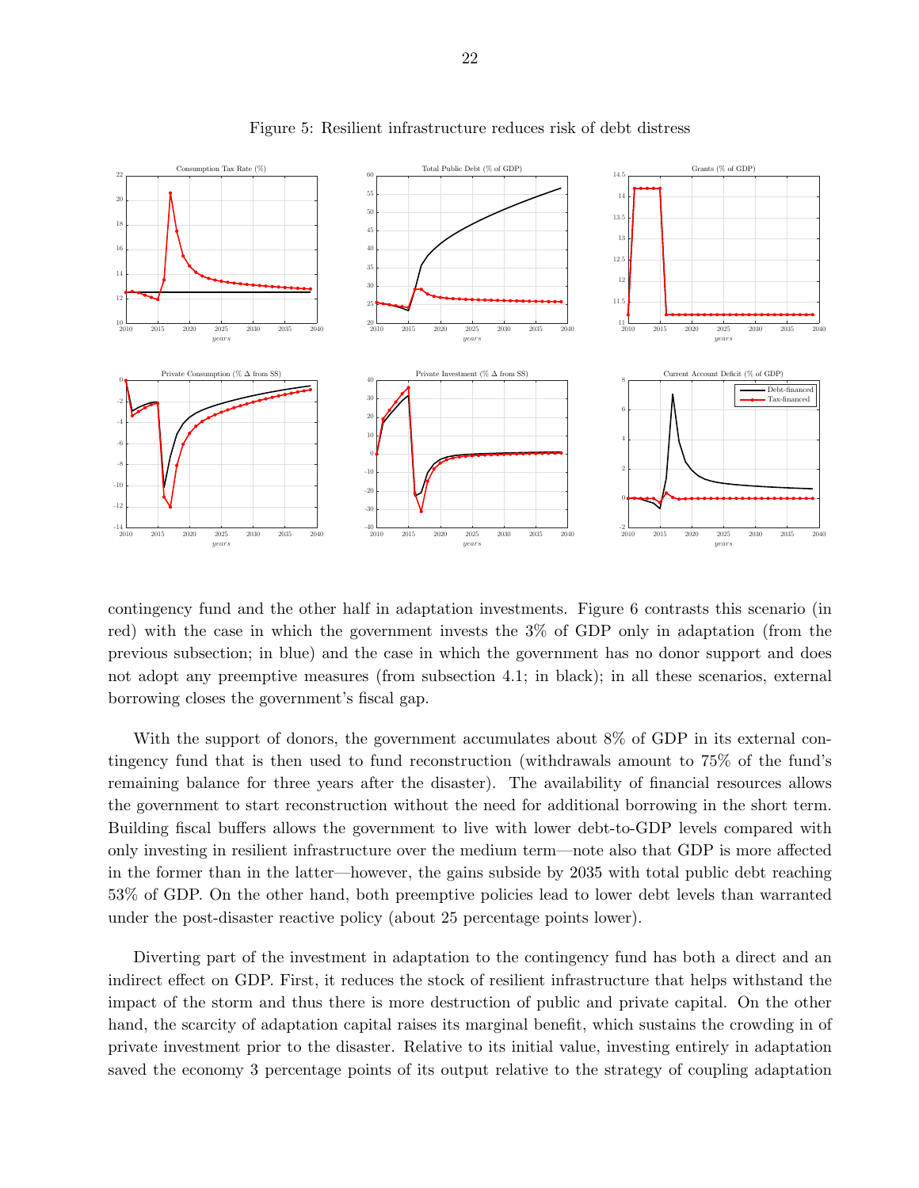Figure 5: Resilient infrastructure reduces risk of debt distress

contingency fund and the other half in adaptation investments. Figure 6 contrasts this scenario (in red) with the case in which the government invests the 3% of GDP only in adaptation (from the previous subsection; in blue) and the case in which the government has no donor support and does not adopt any preemptive measures (from subsection 4.1; in black); in all these scenarios, external borrowing closes the government's fiscal gap.

With the support of donors, the government accumulates about 8% of GDP in its external contingency fund that is then used to fund reconstruction (withdrawals amount to 75% of the fund's remaining balance for three years after the disaster). The availability of financial resources allows the government to start reconstruction without the need for additional borrowing in the short term. Building fiscal buffers allows the government to live with lower debt-to-GDP levels compared with only investing in resilient infrastructure over the medium term—note also that GDP is more affected in the former than in the latter—however, the gains subside by 2035 with total public debt reaching 53% of GDP. On the other hand, both preemptive policies lead to lower debt levels than warranted under the post-disaster reactive policy (about 25 percentage points lower).

Diverting part of the investment in adaptation to the contingency fund has both a direct and an indirect effect on GDP. First, it reduces the stock of resilient infrastructure that helps withstand the impact of the storm and thus there is more destruction of public and private capital. On the other hand, the scarcity of adaptation capital raises its marginal benefit, which sustains the crowding in of private investment prior to the disaster. Relative to its initial value, investing entirely in adaptation saved the economy 3 percentage points of its output relative to the strategy of coupling adaptation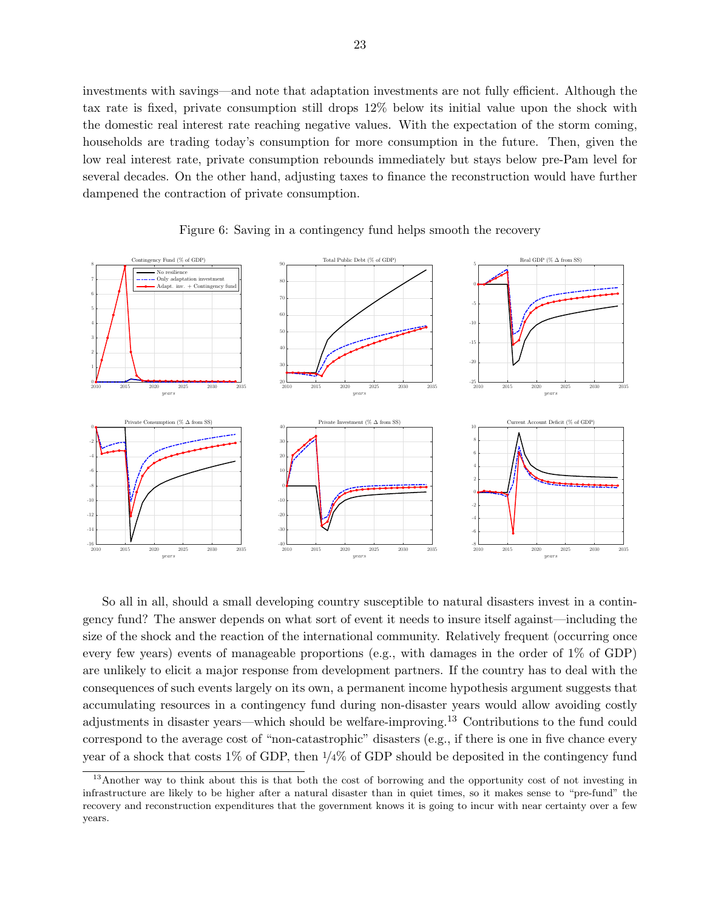investments with savings—and note that adaptation investments are not fully efficient. Although the tax rate is fixed, private consumption still drops 12% below its initial value upon the shock with the domestic real interest rate reaching negative values. With the expectation of the storm coming, households are trading today's consumption for more consumption in the future. Then, given the low real interest rate, private consumption rebounds immediately but stays below pre-Pam level for several decades. On the other hand, adjusting taxes to finance the reconstruction would have further dampened the contraction of private consumption.

Figure 6: Saving in a contingency fund helps smooth the recovery

So all in all, should a small developing country susceptible to natural disasters invest in a contingency fund? The answer depends on what sort of event it needs to insure itself against—including the size of the shock and the reaction of the international community. Relatively frequent (occurring once every few years) events of manageable proportions (e.g., with damages in the order of 1% of GDP) are unlikely to elicit a major response from development partners. If the country has to deal with the consequences of such events largely on its own, a permanent income hypothesis argument suggests that accumulating resources in a contingency fund during non-disaster years would allow avoiding costly adjustments in disaster years—which should be welfare-improving.[13] Contributions to the fund could correspond to the average cost of "non-catastrophic" disasters (e.g., if there is one in five chance every year of a shock that costs 1% of GDP, then 1/4% of GDP should be deposited in the contingency fund

[13] Another way to think about this is that both the cost of borrowing and the opportunity cost of not investing in infrastructure are likely to be higher after a natural disaster than in quiet times, so it makes sense to "pre-fund" the recovery and reconstruction expenditures that the government knows it is going to incur with near certainty over a few years.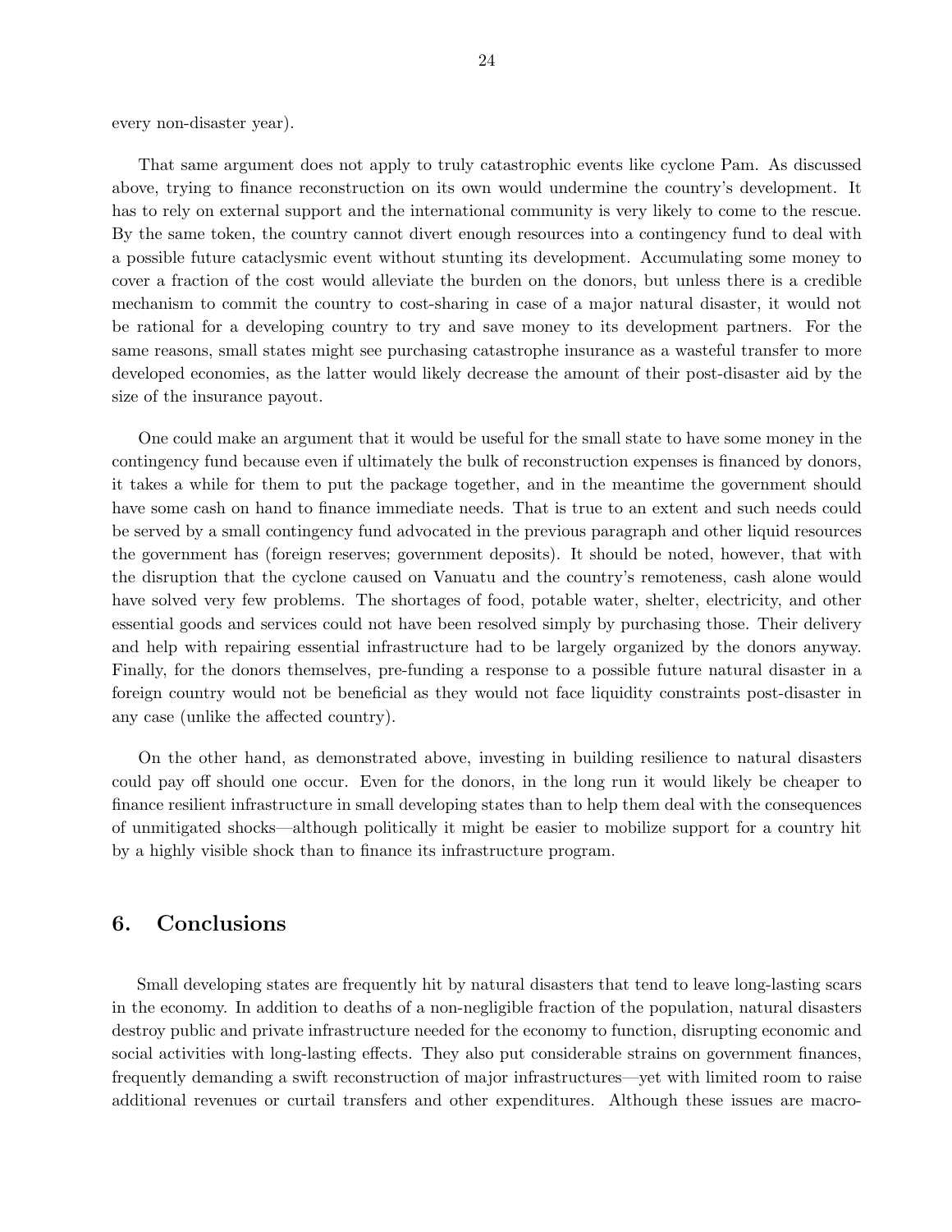every non-disaster year).

That same argument does not apply to truly catastrophic events like cyclone Pam. As discussed above, trying to finance reconstruction on its own would undermine the country's development. It has to rely on external support and the international community is very likely to come to the rescue. By the same token, the country cannot divert enough resources into a contingency fund to deal with a possible future cataclysmic event without stunting its development. Accumulating some money to cover a fraction of the cost would alleviate the burden on the donors, but unless there is a credible mechanism to commit the country to cost-sharing in case of a major natural disaster, it would not be rational for a developing country to try and save money to its development partners. For the same reasons, small states might see purchasing catastrophe insurance as a wasteful transfer to more developed economies, as the latter would likely decrease the amount of their post-disaster aid by the size of the insurance payout.

One could make an argument that it would be useful for the small state to have some money in the contingency fund because even if ultimately the bulk of reconstruction expenses is financed by donors, it takes a while for them to put the package together, and in the meantime the government should have some cash on hand to finance immediate needs. That is true to an extent and such needs could be served by a small contingency fund advocated in the previous paragraph and other liquid resources the government has (foreign reserves; government deposits). It should be noted, however, that with the disruption that the cyclone caused on Vanuatu and the country's remoteness, cash alone would have solved very few problems. The shortages of food, potable water, shelter, electricity, and other essential goods and services could not have been resolved simply by purchasing those. Their delivery and help with repairing essential infrastructure had to be largely organized by the donors anyway. Finally, for the donors themselves, pre-funding a response to a possible future natural disaster in a foreign country would not be beneficial as they would not face liquidity constraints post-disaster in any case (unlike the affected country).

On the other hand, as demonstrated above, investing in building resilience to natural disasters could pay off should one occur. Even for the donors, in the long run it would likely be cheaper to finance resilient infrastructure in small developing states than to help them deal with the consequences of unmitigated shocks—although politically it might be easier to mobilize support for a country hit by a highly visible shock than to finance its infrastructure program.

## 6. Conclusions

Small developing states are frequently hit by natural disasters that tend to leave long-lasting scars in the economy. In addition to deaths of a non-negligible fraction of the population, natural disasters destroy public and private infrastructure needed for the economy to function, disrupting economic and social activities with long-lasting effects. They also put considerable strains on government finances, frequently demanding a swift reconstruction of major infrastructures—yet with limited room to raise additional revenues or curtail transfers and other expenditures. Although these issues are macro-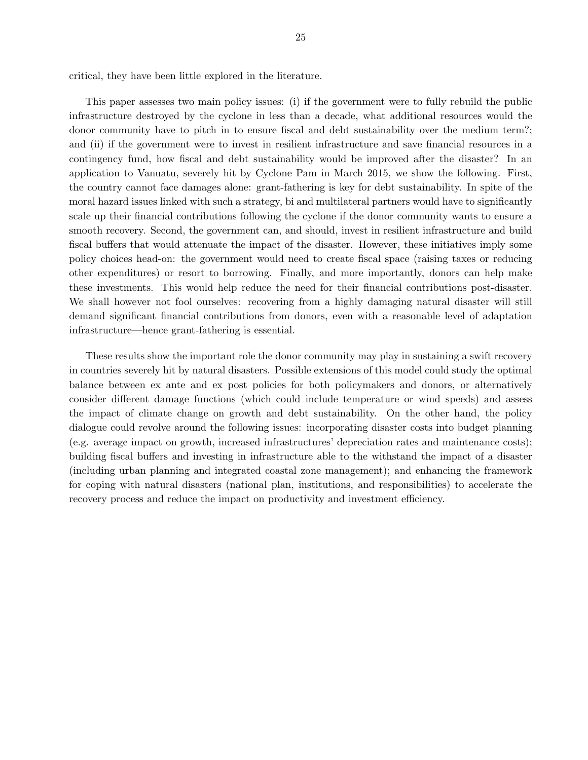critical, they have been little explored in the literature.

This paper assesses two main policy issues: (i) if the government were to fully rebuild the public infrastructure destroyed by the cyclone in less than a decade, what additional resources would the donor community have to pitch in to ensure fiscal and debt sustainability over the medium term?; and (ii) if the government were to invest in resilient infrastructure and save financial resources in a contingency fund, how fiscal and debt sustainability would be improved after the disaster? In an application to Vanuatu, severely hit by Cyclone Pam in March 2015, we show the following. First, the country cannot face damages alone: grant-fathering is key for debt sustainability. In spite of the moral hazard issues linked with such a strategy, bi and multilateral partners would have to significantly scale up their financial contributions following the cyclone if the donor community wants to ensure a smooth recovery. Second, the government can, and should, invest in resilient infrastructure and build fiscal buffers that would attenuate the impact of the disaster. However, these initiatives imply some policy choices head-on: the government would need to create fiscal space (raising taxes or reducing other expenditures) or resort to borrowing. Finally, and more importantly, donors can help make these investments. This would help reduce the need for their financial contributions post-disaster. We shall however not fool ourselves: recovering from a highly damaging natural disaster will still demand significant financial contributions from donors, even with a reasonable level of adaptation infrastructure—hence grant-fathering is essential.

These results show the important role the donor community may play in sustaining a swift recovery in countries severely hit by natural disasters. Possible extensions of this model could study the optimal balance between ex ante and ex post policies for both policymakers and donors, or alternatively consider different damage functions (which could include temperature or wind speeds) and assess the impact of climate change on growth and debt sustainability. On the other hand, the policy dialogue could revolve around the following issues: incorporating disaster costs into budget planning (e.g. average impact on growth, increased infrastructures' depreciation rates and maintenance costs); building fiscal buffers and investing in infrastructure able to the withstand the impact of a disaster (including urban planning and integrated coastal zone management); and enhancing the framework for coping with natural disasters (national plan, institutions, and responsibilities) to accelerate the recovery process and reduce the impact on productivity and investment efficiency.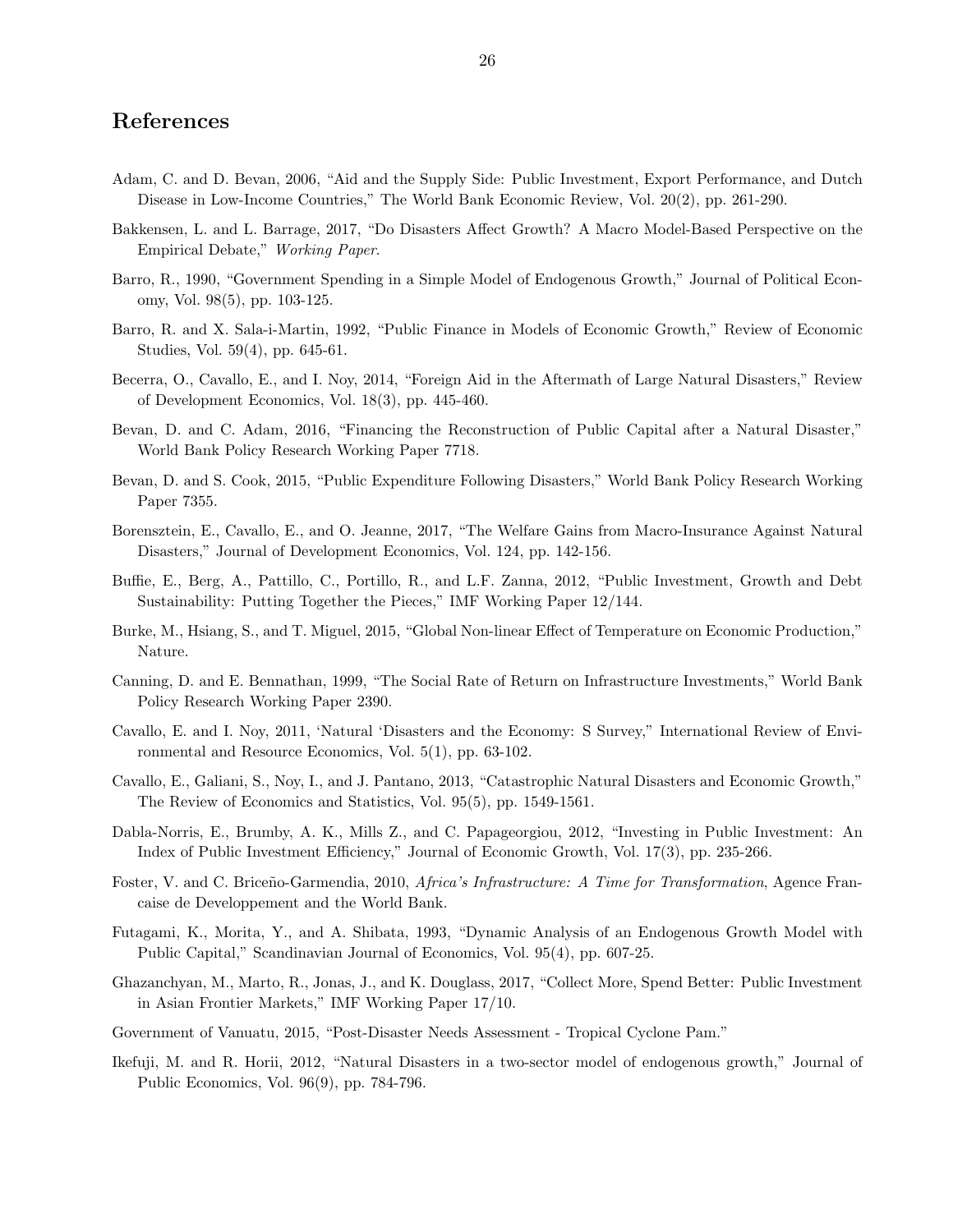## References

Adam, C. and D. Bevan, 2006, "Aid and the Supply Side: Public Investment, Export Performance, and Dutch Disease in Low-Income Countries," The World Bank Economic Review, Vol. 20(2), pp. 261-290.

Bakkensen, L. and L. Barrage, 2017, "Do Disasters Affect Growth? A Macro Model-Based Perspective on the Empirical Debate," *Working Paper*.

Barro, R., 1990, "Government Spending in a Simple Model of Endogenous Growth," Journal of Political Economy, Vol. 98(5), pp. 103-125.

Barro, R. and X. Sala-i-Martin, 1992, "Public Finance in Models of Economic Growth," Review of Economic Studies, Vol. 59(4), pp. 645-61.

Becerra, O., Cavallo, E., and I. Noy, 2014, "Foreign Aid in the Aftermath of Large Natural Disasters," Review of Development Economics, Vol. 18(3), pp. 445-460.

Bevan, D. and C. Adam, 2016, "Financing the Reconstruction of Public Capital after a Natural Disaster," World Bank Policy Research Working Paper 7718.

Bevan, D. and S. Cook, 2015, "Public Expenditure Following Disasters," World Bank Policy Research Working Paper 7355.

Borensztein, E., Cavallo, E., and O. Jeanne, 2017, "The Welfare Gains from Macro-Insurance Against Natural Disasters," Journal of Development Economics, Vol. 124, pp. 142-156.

Buffie, E., Berg, A., Pattillo, C., Portillo, R., and L.F. Zanna, 2012, "Public Investment, Growth and Debt Sustainability: Putting Together the Pieces," IMF Working Paper 12/144.

Burke, M., Hsiang, S., and T. Miguel, 2015, "Global Non-linear Effect of Temperature on Economic Production," Nature.

Canning, D. and E. Bennathan, 1999, "The Social Rate of Return on Infrastructure Investments," World Bank Policy Research Working Paper 2390.

Cavallo, E. and I. Noy, 2011, 'Natural 'Disasters and the Economy: S Survey," International Review of Environmental and Resource Economics, Vol. 5(1), pp. 63-102.

Cavallo, E., Galiani, S., Noy, I., and J. Pantano, 2013, "Catastrophic Natural Disasters and Economic Growth," The Review of Economics and Statistics, Vol. 95(5), pp. 1549-1561.

Dabla-Norris, E., Brumby, A. K., Mills Z., and C. Papageorgiou, 2012, "Investing in Public Investment: An Index of Public Investment Efficiency," Journal of Economic Growth, Vol. 17(3), pp. 235-266.

Foster, V. and C. Briceño-Garmendia, 2010, *Africa's Infrastructure: A Time for Transformation*, Agence Francaise de Developpement and the World Bank.

Futagami, K., Morita, Y., and A. Shibata, 1993, "Dynamic Analysis of an Endogenous Growth Model with Public Capital," Scandinavian Journal of Economics, Vol. 95(4), pp. 607-25.

Ghazanchyan, M., Marto, R., Jonas, J., and K. Douglass, 2017, "Collect More, Spend Better: Public Investment in Asian Frontier Markets," IMF Working Paper 17/10.

Government of Vanuatu, 2015, "Post-Disaster Needs Assessment - Tropical Cyclone Pam."

Ikefuji, M. and R. Horii, 2012, "Natural Disasters in a two-sector model of endogenous growth," Journal of Public Economics, Vol. 96(9), pp. 784-796.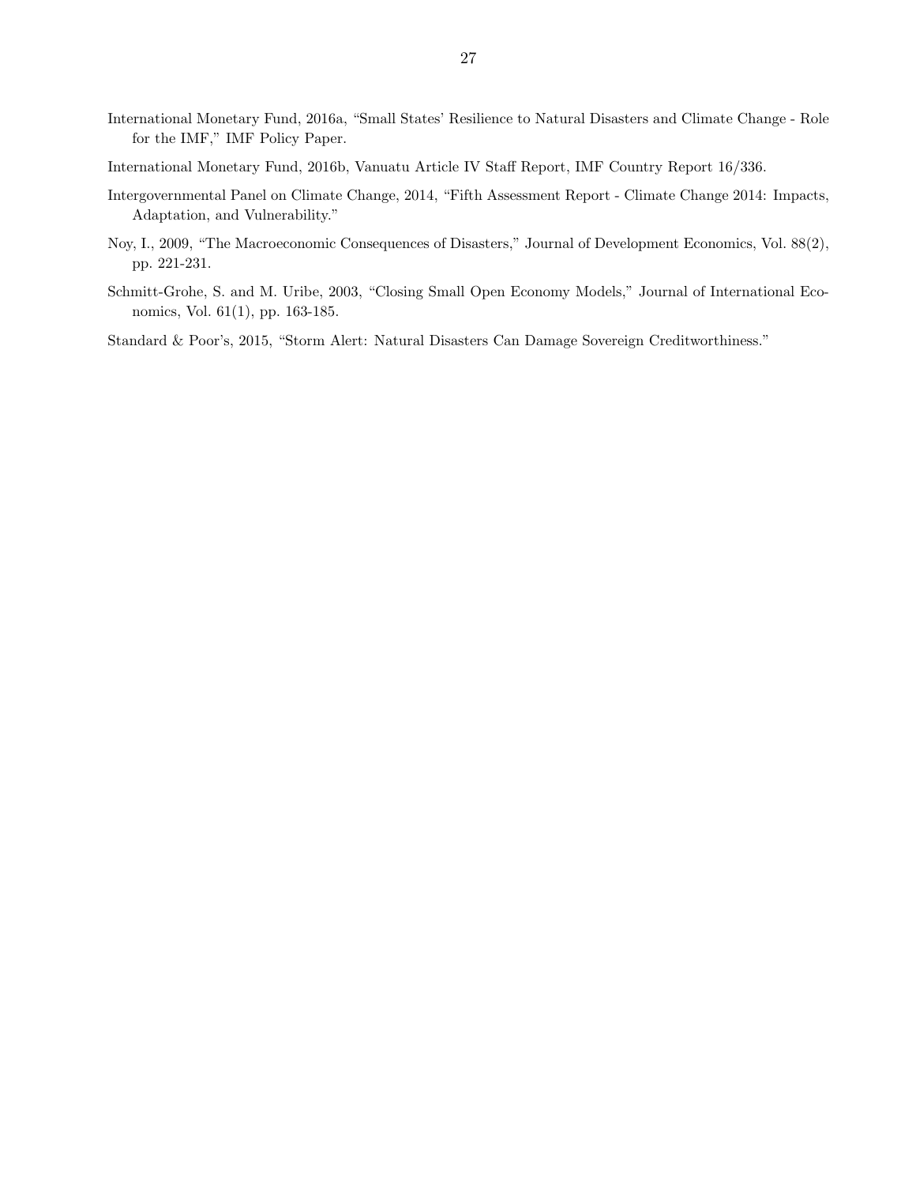International Monetary Fund, 2016a, “Small States’ Resilience to Natural Disasters and Climate Change - Role for the IMF,” IMF Policy Paper.

International Monetary Fund, 2016b, Vanuatu Article IV Staff Report, IMF Country Report 16/336.

Intergovernmental Panel on Climate Change, 2014, “Fifth Assessment Report - Climate Change 2014: Impacts, Adaptation, and Vulnerability.”

Noy, I., 2009, “The Macroeconomic Consequences of Disasters,” Journal of Development Economics, Vol. 88(2), pp. 221-231.

Schmitt-Grohe, S. and M. Uribe, 2003, “Closing Small Open Economy Models,” Journal of International Economics, Vol. 61(1), pp. 163-185.

Standard & Poor’s, 2015, “Storm Alert: Natural Disasters Can Damage Sovereign Creditworthiness.”